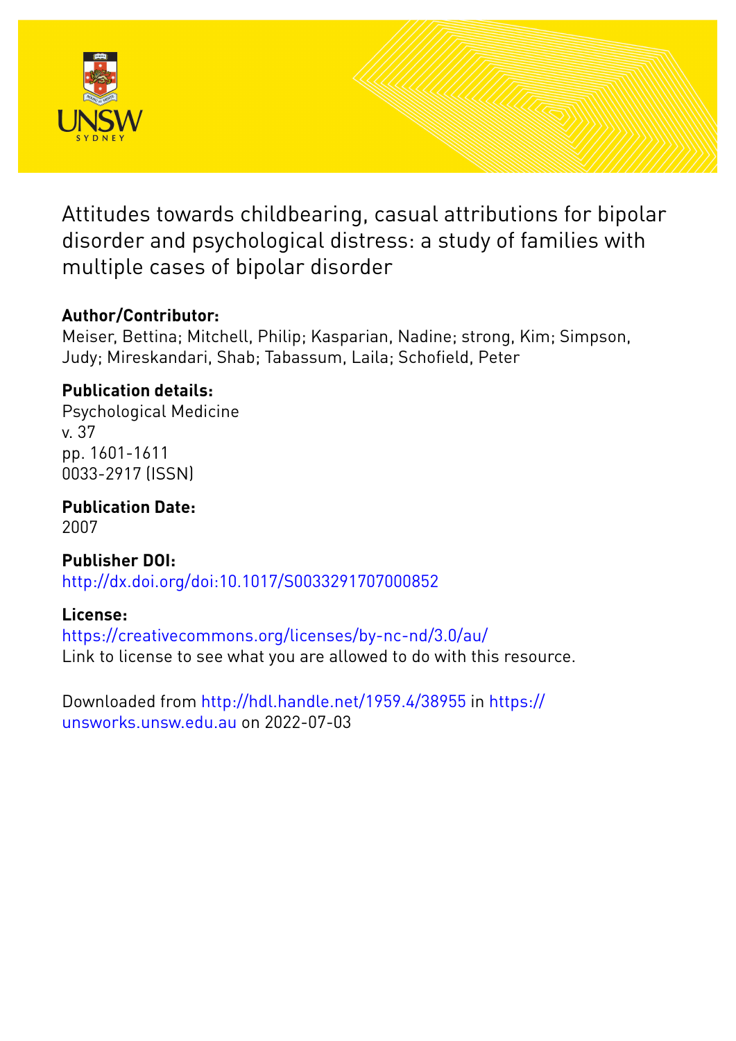# Attitudes towards childbearing, casual attributions for bipolar disorder and psychological distress: a study of families with multiple cases of bipolar disorder

## Author/Contributor:

Meiser, Bettina; Mitchell, Philip; Kasparian, Nadine; strong, Kim; Simpson, Judy; Mireskandari, Shab; Tabassum, Laila; Schofield, Peter

## Publication details:

Psychological Medicine
v. 37
pp. 1601-1611
0033-2917 (ISSN)

## Publication Date:

2007

## Publisher DOI:

http://dx.doi.org/doi:10.1017/S0033291707000852

## License:

https://creativecommons.org/licenses/by-nc-nd/3.0/au/
Link to license to see what you are allowed to do with this resource.

Downloaded from http://hdl.handle.net/1959.4/38955 in https://unsworks.unsw.edu.au on 2022-07-03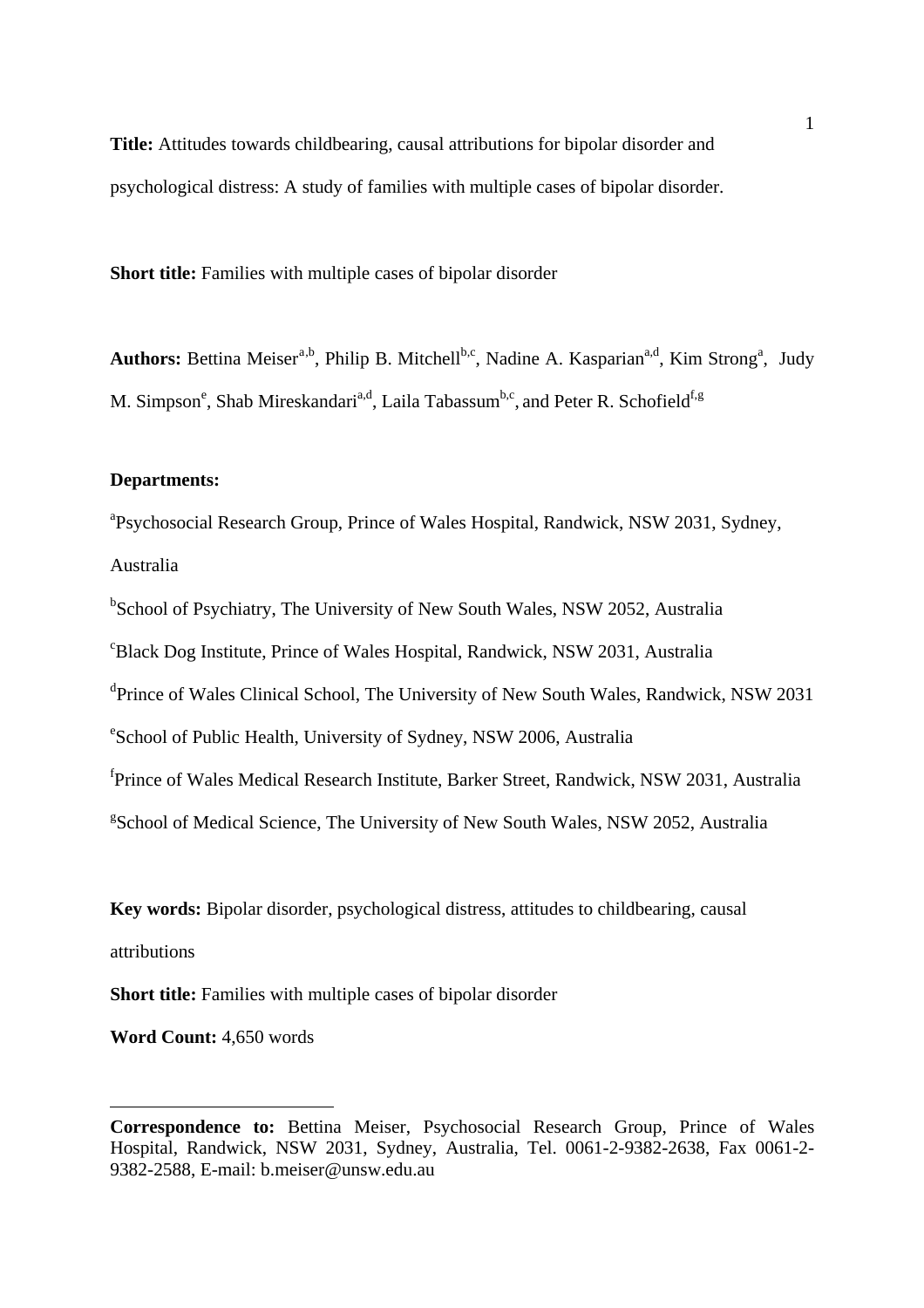**Title:** Attitudes towards childbearing, causal attributions for bipolar disorder and psychological distress: A study of families with multiple cases of bipolar disorder.

**Short title:** Families with multiple cases of bipolar disorder

**Authors:** Bettina Meiser[a,b], Philip B. Mitchell[b,c], Nadine A. Kasparian[a,d], Kim Strong[a], Judy M. Simpson[e], Shab Mireskandari[a,d], Laila Tabassum[b,c], and Peter R. Schofield[f,g]

**Departments:**

[a]Psychosocial Research Group, Prince of Wales Hospital, Randwick, NSW 2031, Sydney, Australia

[b]School of Psychiatry, The University of New South Wales, NSW 2052, Australia

[c]Black Dog Institute, Prince of Wales Hospital, Randwick, NSW 2031, Australia

[d]Prince of Wales Clinical School, The University of New South Wales, Randwick, NSW 2031

[e]School of Public Health, University of Sydney, NSW 2006, Australia

[f]Prince of Wales Medical Research Institute, Barker Street, Randwick, NSW 2031, Australia

[g]School of Medical Science, The University of New South Wales, NSW 2052, Australia

**Key words:** Bipolar disorder, psychological distress, attitudes to childbearing, causal attributions

**Short title:** Families with multiple cases of bipolar disorder

**Word Count:** 4,650 words

---

**Correspondence to:** Bettina Meiser, Psychosocial Research Group, Prince of Wales Hospital, Randwick, NSW 2031, Sydney, Australia, Tel. 0061-2-9382-2638, Fax 0061-2-9382-2588, E-mail: b.meiser@unsw.edu.au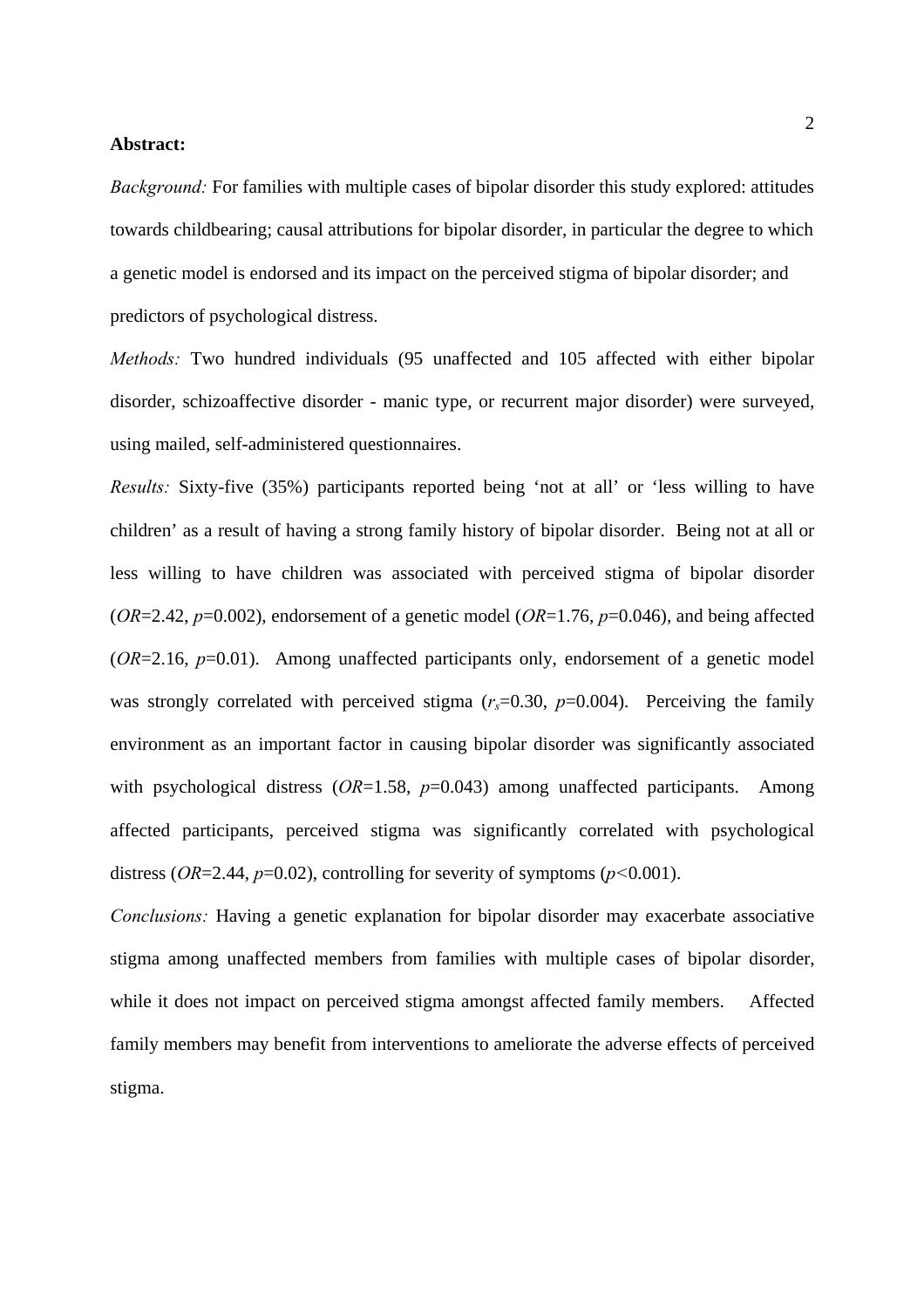**Abstract:**

*Background:* For families with multiple cases of bipolar disorder this study explored: attitudes towards childbearing; causal attributions for bipolar disorder, in particular the degree to which a genetic model is endorsed and its impact on the perceived stigma of bipolar disorder; and predictors of psychological distress.

*Methods:* Two hundred individuals (95 unaffected and 105 affected with either bipolar disorder, schizoaffective disorder - manic type, or recurrent major disorder) were surveyed, using mailed, self-administered questionnaires.

*Results:* Sixty-five (35%) participants reported being 'not at all' or 'less willing to have children' as a result of having a strong family history of bipolar disorder. Being not at all or less willing to have children was associated with perceived stigma of bipolar disorder ($OR$=2.42, $p$=0.002), endorsement of a genetic model ($OR$=1.76, $p$=0.046), and being affected ($OR$=2.16, $p$=0.01). Among unaffected participants only, endorsement of a genetic model was strongly correlated with perceived stigma ($r_s$=0.30, $p$=0.004). Perceiving the family environment as an important factor in causing bipolar disorder was significantly associated with psychological distress ($OR$=1.58, $p$=0.043) among unaffected participants. Among affected participants, perceived stigma was significantly correlated with psychological distress ($OR$=2.44, $p$=0.02), controlling for severity of symptoms ($p$<0.001).

*Conclusions:* Having a genetic explanation for bipolar disorder may exacerbate associative stigma among unaffected members from families with multiple cases of bipolar disorder, while it does not impact on perceived stigma amongst affected family members. Affected family members may benefit from interventions to ameliorate the adverse effects of perceived stigma.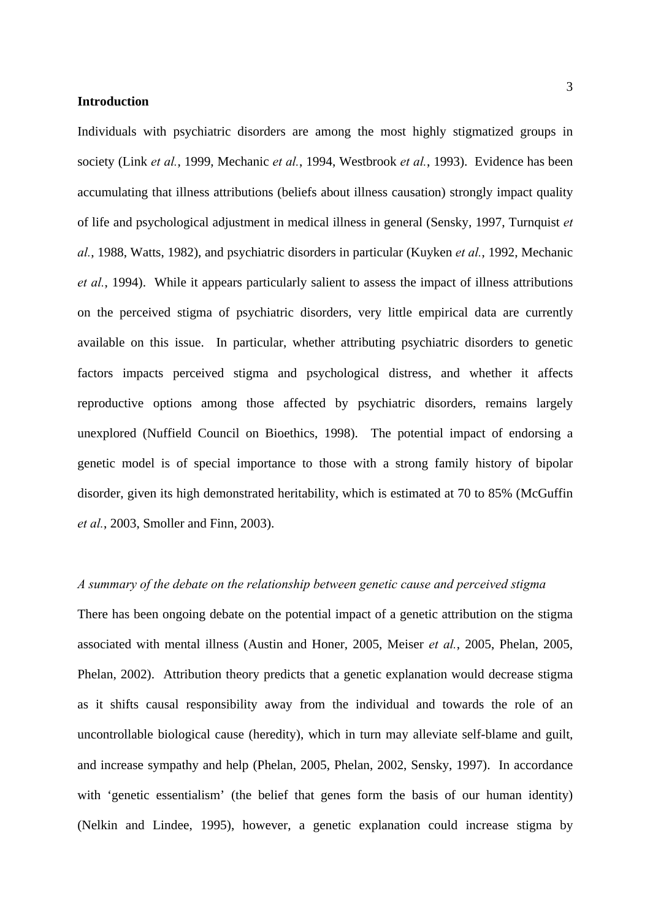## Introduction

Individuals with psychiatric disorders are among the most highly stigmatized groups in society (Link *et al.*, 1999, Mechanic *et al.*, 1994, Westbrook *et al.*, 1993). Evidence has been accumulating that illness attributions (beliefs about illness causation) strongly impact quality of life and psychological adjustment in medical illness in general (Sensky, 1997, Turnquist *et al.*, 1988, Watts, 1982), and psychiatric disorders in particular (Kuyken *et al.*, 1992, Mechanic *et al.*, 1994). While it appears particularly salient to assess the impact of illness attributions on the perceived stigma of psychiatric disorders, very little empirical data are currently available on this issue. In particular, whether attributing psychiatric disorders to genetic factors impacts perceived stigma and psychological distress, and whether it affects reproductive options among those affected by psychiatric disorders, remains largely unexplored (Nuffield Council on Bioethics, 1998). The potential impact of endorsing a genetic model is of special importance to those with a strong family history of bipolar disorder, given its high demonstrated heritability, which is estimated at 70 to 85% (McGuffin *et al.*, 2003, Smoller and Finn, 2003).

### *A summary of the debate on the relationship between genetic cause and perceived stigma*

There has been ongoing debate on the potential impact of a genetic attribution on the stigma associated with mental illness (Austin and Honer, 2005, Meiser *et al.*, 2005, Phelan, 2005, Phelan, 2002). Attribution theory predicts that a genetic explanation would decrease stigma as it shifts causal responsibility away from the individual and towards the role of an uncontrollable biological cause (heredity), which in turn may alleviate self-blame and guilt, and increase sympathy and help (Phelan, 2005, Phelan, 2002, Sensky, 1997). In accordance with 'genetic essentialism' (the belief that genes form the basis of our human identity) (Nelkin and Lindee, 1995), however, a genetic explanation could increase stigma by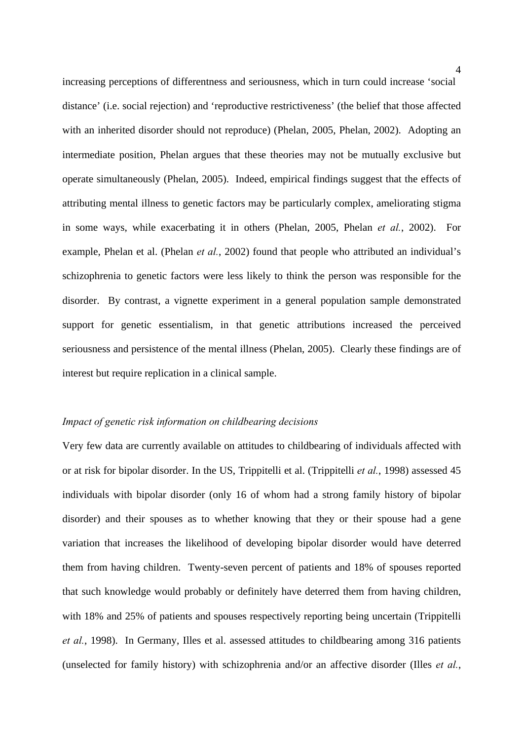increasing perceptions of differentness and seriousness, which in turn could increase 'social distance' (i.e. social rejection) and 'reproductive restrictiveness' (the belief that those affected with an inherited disorder should not reproduce) (Phelan, 2005, Phelan, 2002). Adopting an intermediate position, Phelan argues that these theories may not be mutually exclusive but operate simultaneously (Phelan, 2005). Indeed, empirical findings suggest that the effects of attributing mental illness to genetic factors may be particularly complex, ameliorating stigma in some ways, while exacerbating it in others (Phelan, 2005, Phelan *et al.*, 2002). For example, Phelan et al. (Phelan *et al.*, 2002) found that people who attributed an individual's schizophrenia to genetic factors were less likely to think the person was responsible for the disorder. By contrast, a vignette experiment in a general population sample demonstrated support for genetic essentialism, in that genetic attributions increased the perceived seriousness and persistence of the mental illness (Phelan, 2005). Clearly these findings are of interest but require replication in a clinical sample.

*Impact of genetic risk information on childbearing decisions*

Very few data are currently available on attitudes to childbearing of individuals affected with or at risk for bipolar disorder. In the US, Trippitelli et al. (Trippitelli *et al.*, 1998) assessed 45 individuals with bipolar disorder (only 16 of whom had a strong family history of bipolar disorder) and their spouses as to whether knowing that they or their spouse had a gene variation that increases the likelihood of developing bipolar disorder would have deterred them from having children. Twenty-seven percent of patients and 18% of spouses reported that such knowledge would probably or definitely have deterred them from having children, with 18% and 25% of patients and spouses respectively reporting being uncertain (Trippitelli *et al.*, 1998). In Germany, Illes et al. assessed attitudes to childbearing among 316 patients (unselected for family history) with schizophrenia and/or an affective disorder (Illes *et al.*,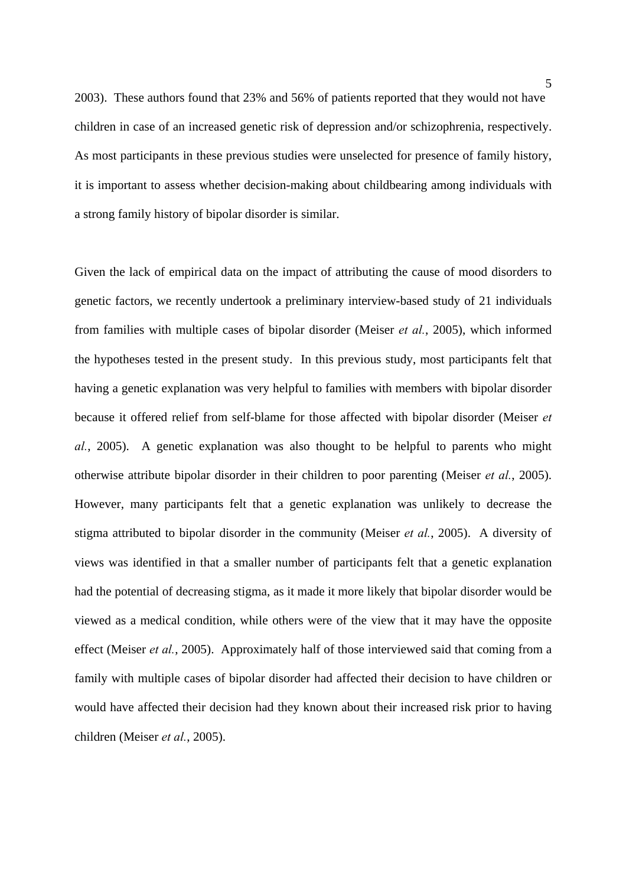2003). These authors found that 23% and 56% of patients reported that they would not have children in case of an increased genetic risk of depression and/or schizophrenia, respectively. As most participants in these previous studies were unselected for presence of family history, it is important to assess whether decision-making about childbearing among individuals with a strong family history of bipolar disorder is similar.

Given the lack of empirical data on the impact of attributing the cause of mood disorders to genetic factors, we recently undertook a preliminary interview-based study of 21 individuals from families with multiple cases of bipolar disorder (Meiser *et al.*, 2005), which informed the hypotheses tested in the present study. In this previous study, most participants felt that having a genetic explanation was very helpful to families with members with bipolar disorder because it offered relief from self-blame for those affected with bipolar disorder (Meiser *et al.*, 2005). A genetic explanation was also thought to be helpful to parents who might otherwise attribute bipolar disorder in their children to poor parenting (Meiser *et al.*, 2005). However, many participants felt that a genetic explanation was unlikely to decrease the stigma attributed to bipolar disorder in the community (Meiser *et al.*, 2005). A diversity of views was identified in that a smaller number of participants felt that a genetic explanation had the potential of decreasing stigma, as it made it more likely that bipolar disorder would be viewed as a medical condition, while others were of the view that it may have the opposite effect (Meiser *et al.*, 2005). Approximately half of those interviewed said that coming from a family with multiple cases of bipolar disorder had affected their decision to have children or would have affected their decision had they known about their increased risk prior to having children (Meiser *et al.*, 2005).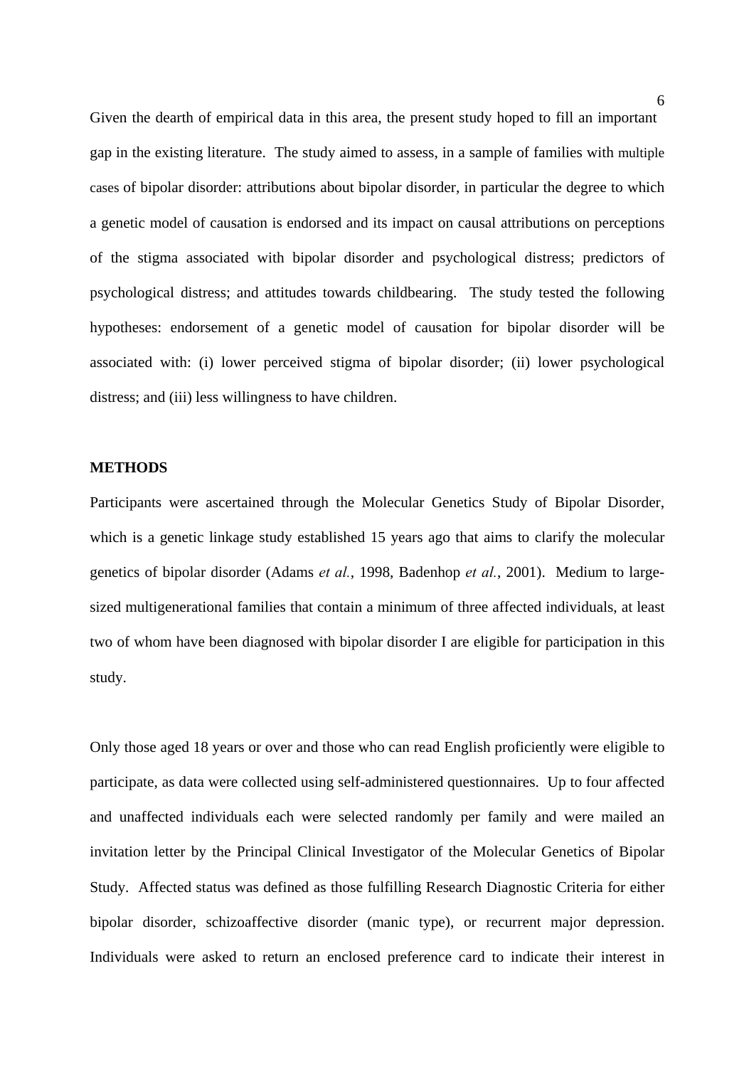Given the dearth of empirical data in this area, the present study hoped to fill an important gap in the existing literature. The study aimed to assess, in a sample of families with multiple cases of bipolar disorder: attributions about bipolar disorder, in particular the degree to which a genetic model of causation is endorsed and its impact on causal attributions on perceptions of the stigma associated with bipolar disorder and psychological distress; predictors of psychological distress; and attitudes towards childbearing. The study tested the following hypotheses: endorsement of a genetic model of causation for bipolar disorder will be associated with: (i) lower perceived stigma of bipolar disorder; (ii) lower psychological distress; and (iii) less willingness to have children.

**METHODS**

Participants were ascertained through the Molecular Genetics Study of Bipolar Disorder, which is a genetic linkage study established 15 years ago that aims to clarify the molecular genetics of bipolar disorder (Adams *et al.*, 1998, Badenhop *et al.*, 2001). Medium to large-sized multigenerational families that contain a minimum of three affected individuals, at least two of whom have been diagnosed with bipolar disorder I are eligible for participation in this study.

Only those aged 18 years or over and those who can read English proficiently were eligible to participate, as data were collected using self-administered questionnaires. Up to four affected and unaffected individuals each were selected randomly per family and were mailed an invitation letter by the Principal Clinical Investigator of the Molecular Genetics of Bipolar Study. Affected status was defined as those fulfilling Research Diagnostic Criteria for either bipolar disorder, schizoaffective disorder (manic type), or recurrent major depression. Individuals were asked to return an enclosed preference card to indicate their interest in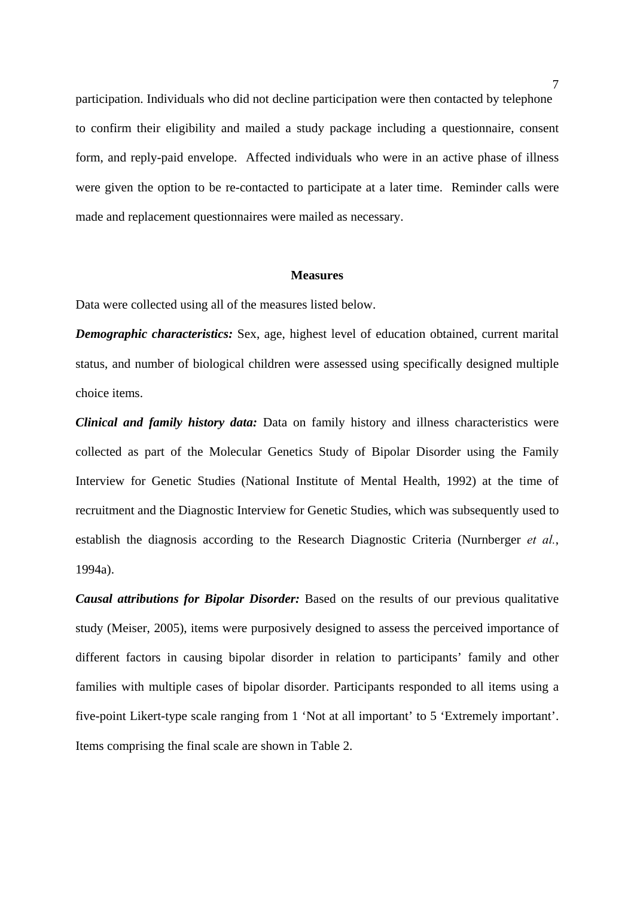participation. Individuals who did not decline participation were then contacted by telephone to confirm their eligibility and mailed a study package including a questionnaire, consent form, and reply-paid envelope. Affected individuals who were in an active phase of illness were given the option to be re-contacted to participate at a later time. Reminder calls were made and replacement questionnaires were mailed as necessary.

## Measures

Data were collected using all of the measures listed below.

***Demographic characteristics:*** Sex, age, highest level of education obtained, current marital status, and number of biological children were assessed using specifically designed multiple choice items.

***Clinical and family history data:*** Data on family history and illness characteristics were collected as part of the Molecular Genetics Study of Bipolar Disorder using the Family Interview for Genetic Studies (National Institute of Mental Health, 1992) at the time of recruitment and the Diagnostic Interview for Genetic Studies, which was subsequently used to establish the diagnosis according to the Research Diagnostic Criteria (Nurnberger *et al.*, 1994a).

***Causal attributions for Bipolar Disorder:*** Based on the results of our previous qualitative study (Meiser, 2005), items were purposively designed to assess the perceived importance of different factors in causing bipolar disorder in relation to participants' family and other families with multiple cases of bipolar disorder. Participants responded to all items using a five-point Likert-type scale ranging from 1 'Not at all important' to 5 'Extremely important'. Items comprising the final scale are shown in Table 2.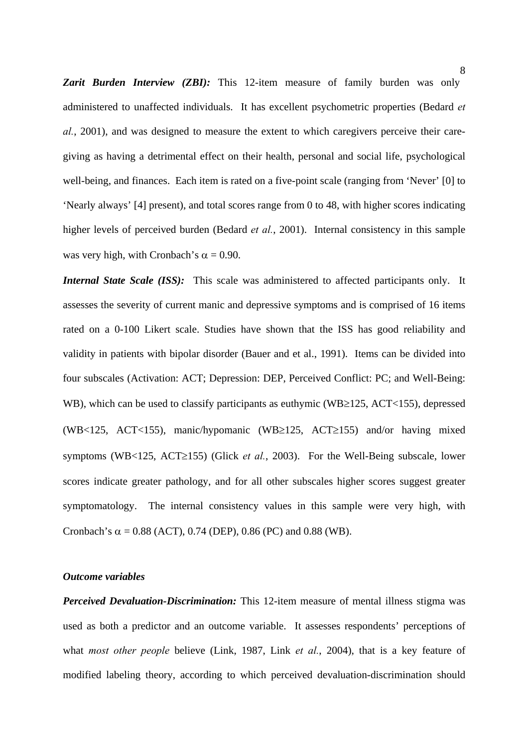***Zarit Burden Interview (ZBI):*** This 12-item measure of family burden was only administered to unaffected individuals. It has excellent psychometric properties (Bedard *et al.*, 2001), and was designed to measure the extent to which caregivers perceive their care-giving as having a detrimental effect on their health, personal and social life, psychological well-being, and finances. Each item is rated on a five-point scale (ranging from 'Never' [0] to 'Nearly always' [4] present), and total scores range from 0 to 48, with higher scores indicating higher levels of perceived burden (Bedard *et al.*, 2001). Internal consistency in this sample was very high, with Cronbach's $\alpha = 0.90$.

***Internal State Scale (ISS):*** This scale was administered to affected participants only. It assesses the severity of current manic and depressive symptoms and is comprised of 16 items rated on a 0-100 Likert scale. Studies have shown that the ISS has good reliability and validity in patients with bipolar disorder (Bauer and et al., 1991). Items can be divided into four subscales (Activation: ACT; Depression: DEP, Perceived Conflict: PC; and Well-Being: WB), which can be used to classify participants as euthymic (WB≥125, ACT<155), depressed (WB<125, ACT<155), manic/hypomanic (WB≥125, ACT≥155) and/or having mixed symptoms (WB<125, ACT≥155) (Glick *et al.*, 2003). For the Well-Being subscale, lower scores indicate greater pathology, and for all other subscales higher scores suggest greater symptomatology. The internal consistency values in this sample were very high, with Cronbach's $\alpha = 0.88$ (ACT), 0.74 (DEP), 0.86 (PC) and 0.88 (WB).

***Outcome variables***

***Perceived Devaluation-Discrimination:*** This 12-item measure of mental illness stigma was used as both a predictor and an outcome variable. It assesses respondents' perceptions of what *most other people* believe (Link, 1987, Link *et al.*, 2004), that is a key feature of modified labeling theory, according to which perceived devaluation-discrimination should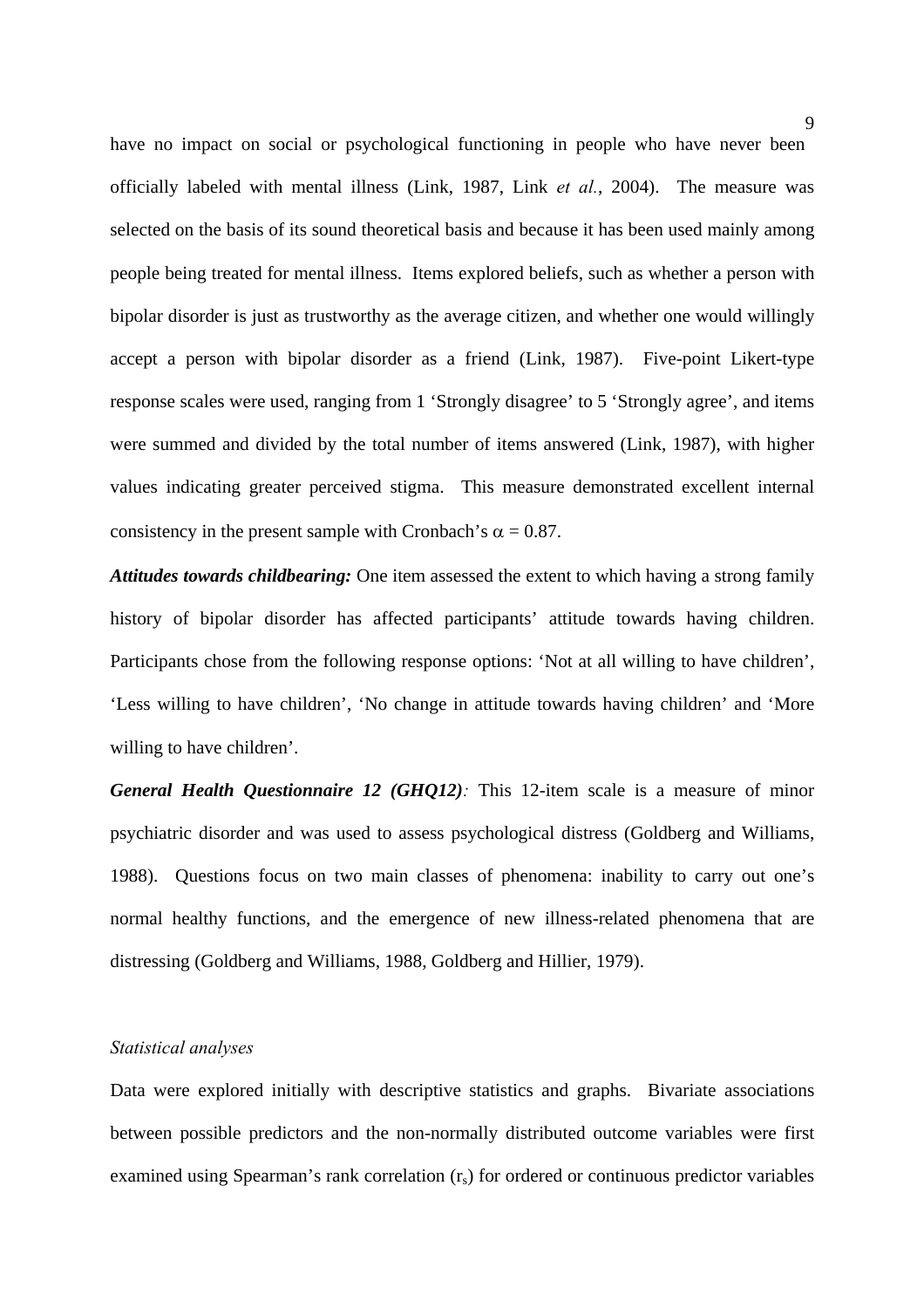have no impact on social or psychological functioning in people who have never been officially labeled with mental illness (Link, 1987, Link *et al.*, 2004). The measure was selected on the basis of its sound theoretical basis and because it has been used mainly among people being treated for mental illness. Items explored beliefs, such as whether a person with bipolar disorder is just as trustworthy as the average citizen, and whether one would willingly accept a person with bipolar disorder as a friend (Link, 1987). Five-point Likert-type response scales were used, ranging from 1 'Strongly disagree' to 5 'Strongly agree', and items were summed and divided by the total number of items answered (Link, 1987), with higher values indicating greater perceived stigma. This measure demonstrated excellent internal consistency in the present sample with Cronbach's $\alpha = 0.87$.

***Attitudes towards childbearing:*** One item assessed the extent to which having a strong family history of bipolar disorder has affected participants' attitude towards having children. Participants chose from the following response options: 'Not at all willing to have children', 'Less willing to have children', 'No change in attitude towards having children' and 'More willing to have children'.

***General Health Questionnaire 12 (GHQ12)**:* This 12-item scale is a measure of minor psychiatric disorder and was used to assess psychological distress (Goldberg and Williams, 1988). Questions focus on two main classes of phenomena: inability to carry out one's normal healthy functions, and the emergence of new illness-related phenomena that are distressing (Goldberg and Williams, 1988, Goldberg and Hillier, 1979).

*Statistical analyses*

Data were explored initially with descriptive statistics and graphs. Bivariate associations between possible predictors and the non-normally distributed outcome variables were first examined using Spearman's rank correlation ($r_s$) for ordered or continuous predictor variables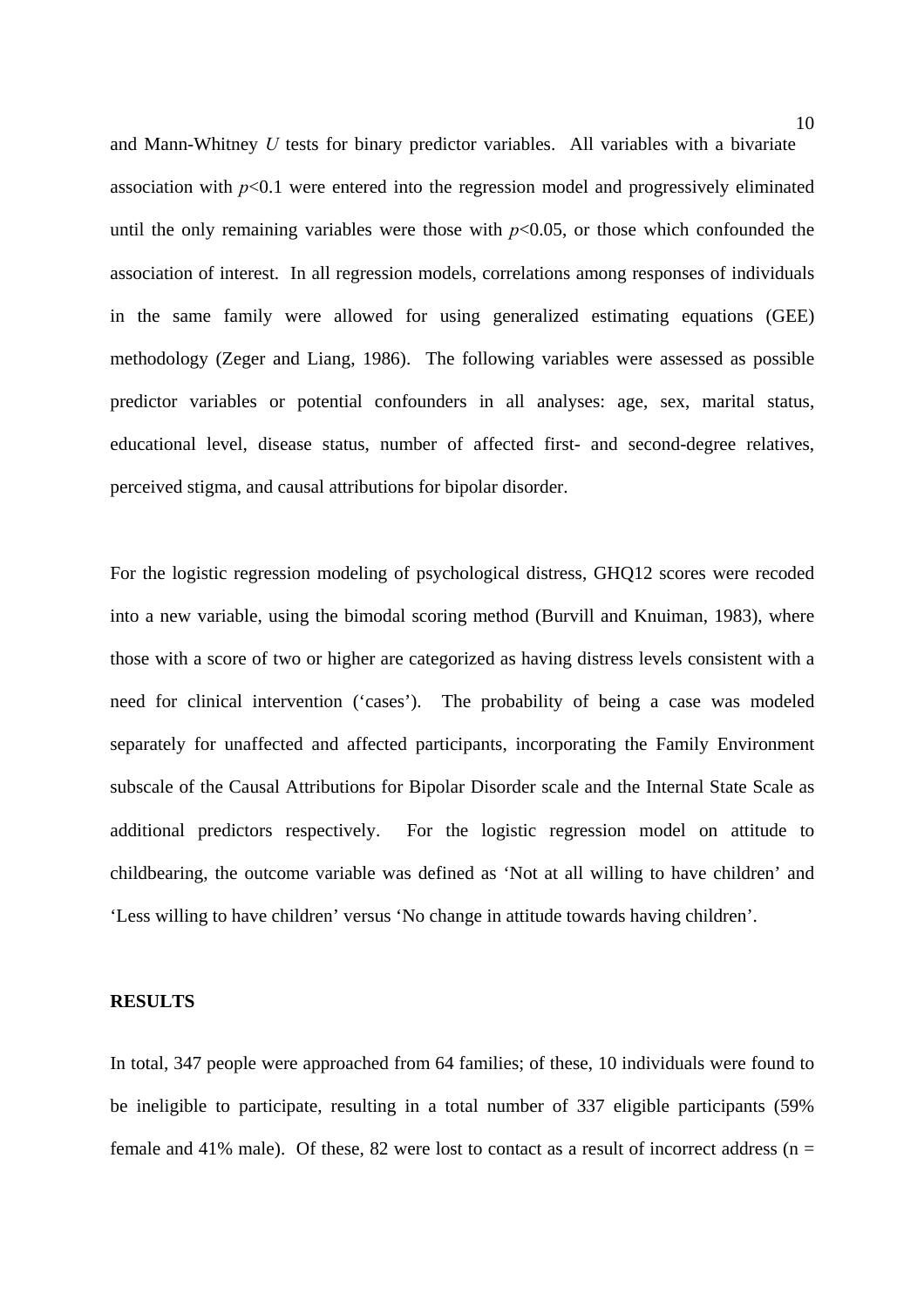and Mann-Whitney *U* tests for binary predictor variables. All variables with a bivariate association with $p<0.1$ were entered into the regression model and progressively eliminated until the only remaining variables were those with $p<0.05$, or those which confounded the association of interest. In all regression models, correlations among responses of individuals in the same family were allowed for using generalized estimating equations (GEE) methodology (Zeger and Liang, 1986). The following variables were assessed as possible predictor variables or potential confounders in all analyses: age, sex, marital status, educational level, disease status, number of affected first- and second-degree relatives, perceived stigma, and causal attributions for bipolar disorder.

For the logistic regression modeling of psychological distress, GHQ12 scores were recoded into a new variable, using the bimodal scoring method (Burvill and Knuiman, 1983), where those with a score of two or higher are categorized as having distress levels consistent with a need for clinical intervention ('cases'). The probability of being a case was modeled separately for unaffected and affected participants, incorporating the Family Environment subscale of the Causal Attributions for Bipolar Disorder scale and the Internal State Scale as additional predictors respectively. For the logistic regression model on attitude to childbearing, the outcome variable was defined as 'Not at all willing to have children' and 'Less willing to have children' versus 'No change in attitude towards having children'.

## RESULTS

In total, 347 people were approached from 64 families; of these, 10 individuals were found to be ineligible to participate, resulting in a total number of 337 eligible participants (59% female and 41% male). Of these, 82 were lost to contact as a result of incorrect address (n =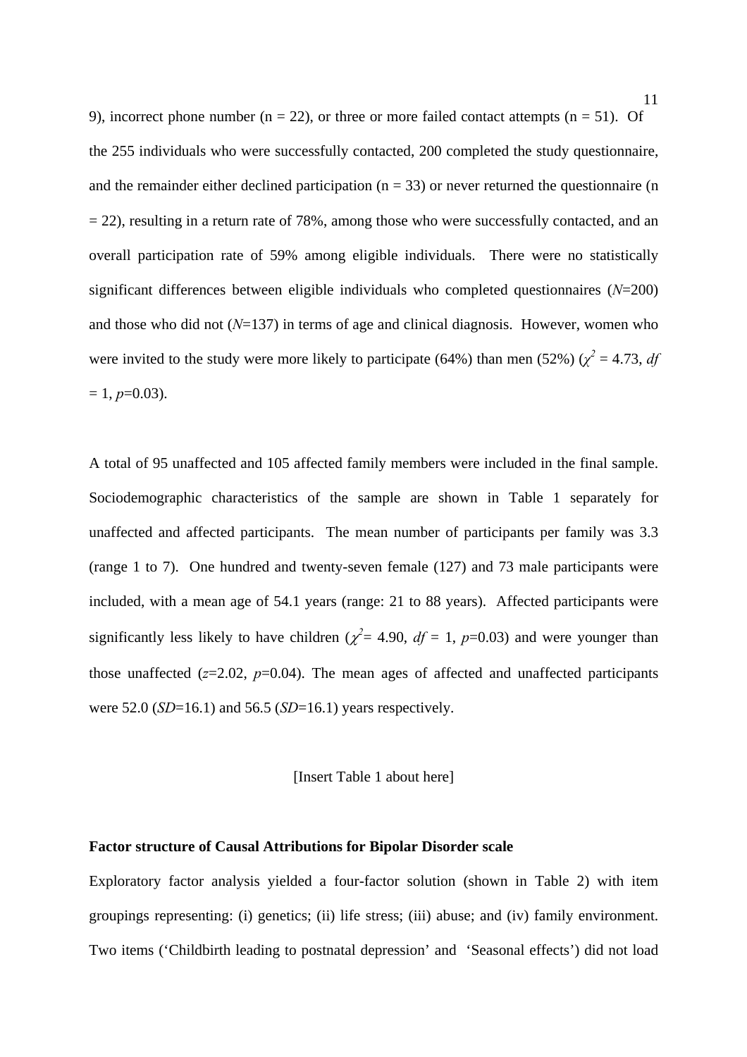9), incorrect phone number (n = 22), or three or more failed contact attempts (n = 51). Of the 255 individuals who were successfully contacted, 200 completed the study questionnaire, and the remainder either declined participation (n = 33) or never returned the questionnaire (n = 22), resulting in a return rate of 78%, among those who were successfully contacted, and an overall participation rate of 59% among eligible individuals. There were no statistically significant differences between eligible individuals who completed questionnaires ($N$=200) and those who did not ($N$=137) in terms of age and clinical diagnosis. However, women who were invited to the study were more likely to participate (64%) than men (52%) ($\chi^2$ = 4.73, $df$ = 1, $p$=0.03).

A total of 95 unaffected and 105 affected family members were included in the final sample. Sociodemographic characteristics of the sample are shown in Table 1 separately for unaffected and affected participants. The mean number of participants per family was 3.3 (range 1 to 7). One hundred and twenty-seven female (127) and 73 male participants were included, with a mean age of 54.1 years (range: 21 to 88 years). Affected participants were significantly less likely to have children ($\chi^2$= 4.90, $df$ = 1, $p$=0.03) and were younger than those unaffected ($z$=2.02, $p$=0.04). The mean ages of affected and unaffected participants were 52.0 ($SD$=16.1) and 56.5 ($SD$=16.1) years respectively.

[Insert Table 1 about here]

**Factor structure of Causal Attributions for Bipolar Disorder scale**

Exploratory factor analysis yielded a four-factor solution (shown in Table 2) with item groupings representing: (i) genetics; (ii) life stress; (iii) abuse; and (iv) family environment. Two items ('Childbirth leading to postnatal depression' and 'Seasonal effects') did not load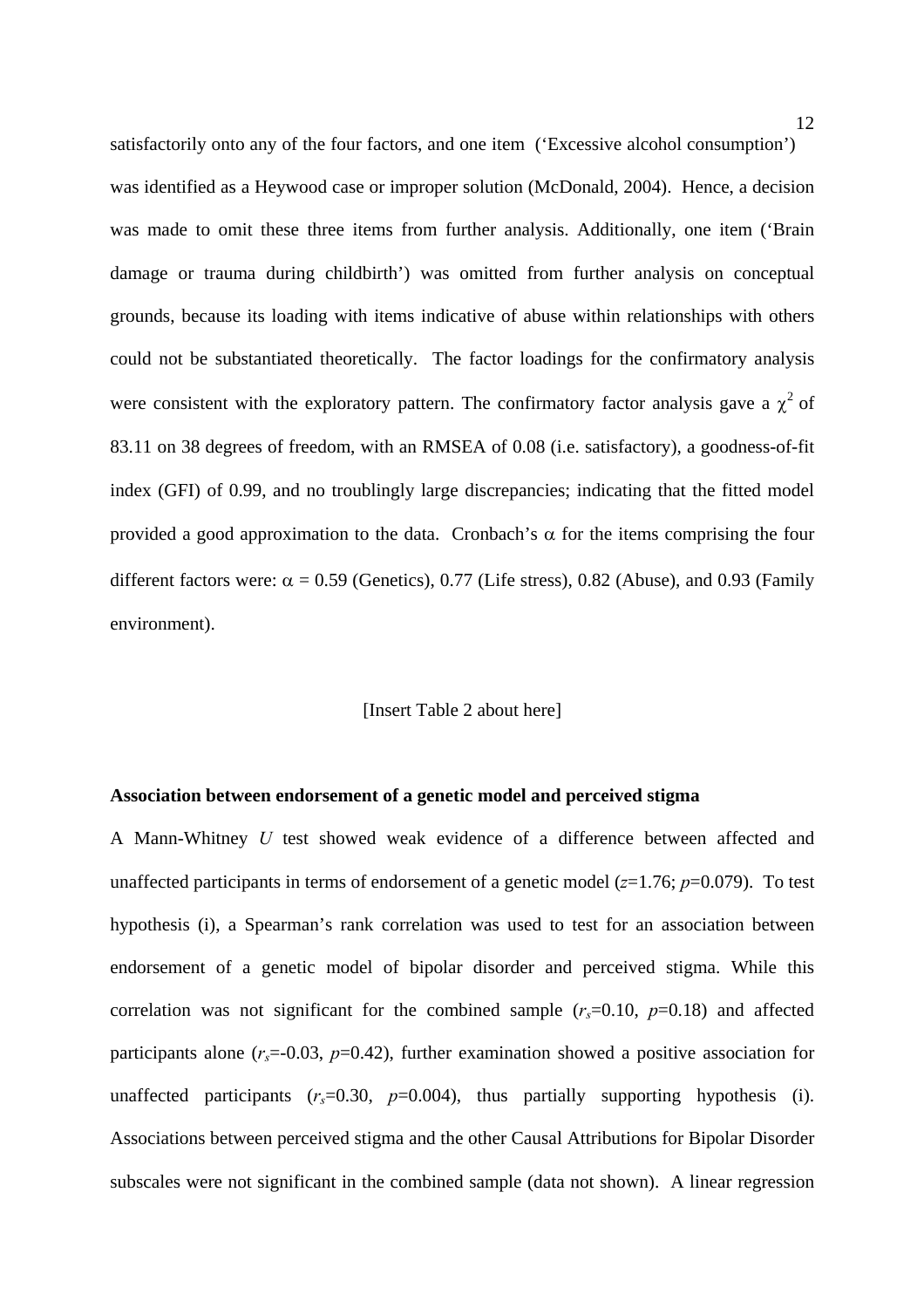satisfactorily onto any of the four factors, and one item ('Excessive alcohol consumption') was identified as a Heywood case or improper solution (McDonald, 2004). Hence, a decision was made to omit these three items from further analysis. Additionally, one item ('Brain damage or trauma during childbirth') was omitted from further analysis on conceptual grounds, because its loading with items indicative of abuse within relationships with others could not be substantiated theoretically. The factor loadings for the confirmatory analysis were consistent with the exploratory pattern. The confirmatory factor analysis gave a $\chi^2$ of 83.11 on 38 degrees of freedom, with an RMSEA of 0.08 (i.e. satisfactory), a goodness-of-fit index (GFI) of 0.99, and no troublingly large discrepancies; indicating that the fitted model provided a good approximation to the data. Cronbach's $\alpha$ for the items comprising the four different factors were: $\alpha$ = 0.59 (Genetics), 0.77 (Life stress), 0.82 (Abuse), and 0.93 (Family environment).

[Insert Table 2 about here]

**Association between endorsement of a genetic model and perceived stigma**

A Mann-Whitney *U* test showed weak evidence of a difference between affected and unaffected participants in terms of endorsement of a genetic model ($z$=1.76; $p$=0.079). To test hypothesis (i), a Spearman's rank correlation was used to test for an association between endorsement of a genetic model of bipolar disorder and perceived stigma. While this correlation was not significant for the combined sample ($r_s$=0.10, $p$=0.18) and affected participants alone ($r_s$=-0.03, $p$=0.42), further examination showed a positive association for unaffected participants ($r_s$=0.30, $p$=0.004), thus partially supporting hypothesis (i). Associations between perceived stigma and the other Causal Attributions for Bipolar Disorder subscales were not significant in the combined sample (data not shown). A linear regression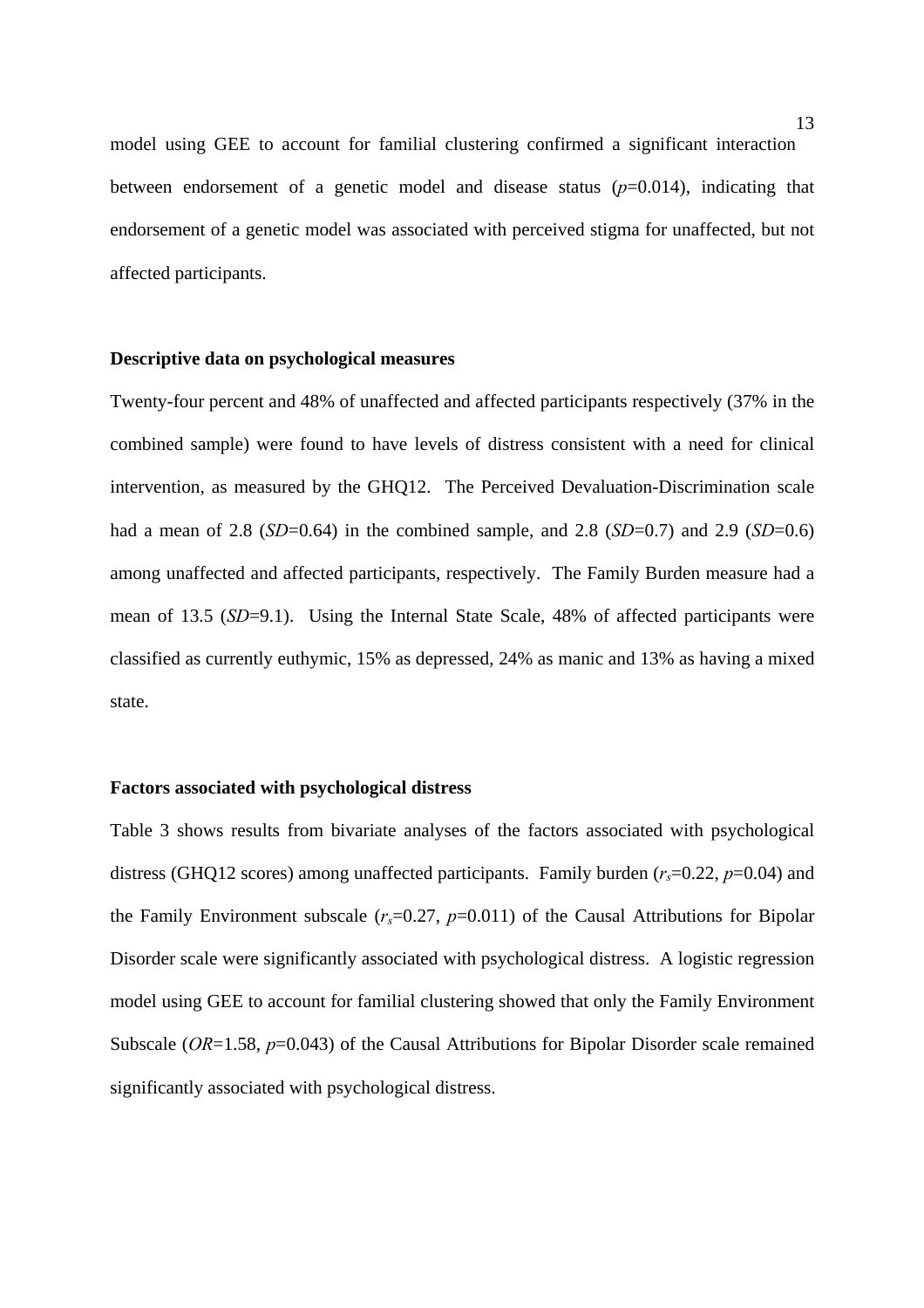model using GEE to account for familial clustering confirmed a significant interaction between endorsement of a genetic model and disease status (*p*=0.014), indicating that endorsement of a genetic model was associated with perceived stigma for unaffected, but not affected participants.

**Descriptive data on psychological measures**

Twenty-four percent and 48% of unaffected and affected participants respectively (37% in the combined sample) were found to have levels of distress consistent with a need for clinical intervention, as measured by the GHQ12. The Perceived Devaluation-Discrimination scale had a mean of 2.8 (*SD*=0.64) in the combined sample, and 2.8 (*SD*=0.7) and 2.9 (*SD*=0.6) among unaffected and affected participants, respectively. The Family Burden measure had a mean of 13.5 (*SD*=9.1). Using the Internal State Scale, 48% of affected participants were classified as currently euthymic, 15% as depressed, 24% as manic and 13% as having a mixed state.

**Factors associated with psychological distress**

Table 3 shows results from bivariate analyses of the factors associated with psychological distress (GHQ12 scores) among unaffected participants. Family burden ($r_s$=0.22, $p$=0.04) and the Family Environment subscale ($r_s$=0.27, $p$=0.011) of the Causal Attributions for Bipolar Disorder scale were significantly associated with psychological distress. A logistic regression model using GEE to account for familial clustering showed that only the Family Environment Subscale (*OR*=1.58, *p*=0.043) of the Causal Attributions for Bipolar Disorder scale remained significantly associated with psychological distress.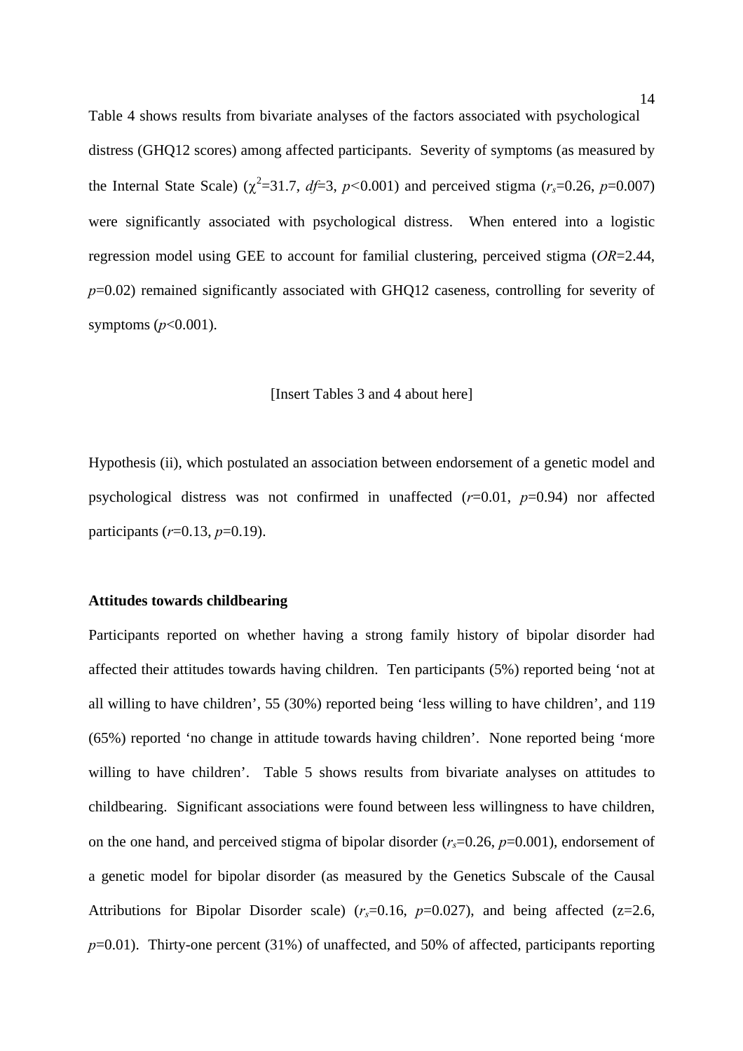Table 4 shows results from bivariate analyses of the factors associated with psychological distress (GHQ12 scores) among affected participants. Severity of symptoms (as measured by the Internal State Scale) ($\chi^2$=31.7, *df*=3, $p<0.001$) and perceived stigma ($r_s$=0.26, $p$=0.007) were significantly associated with psychological distress. When entered into a logistic regression model using GEE to account for familial clustering, perceived stigma (*OR*=2.44, $p$=0.02) remained significantly associated with GHQ12 caseness, controlling for severity of symptoms ($p<0.001$).

[Insert Tables 3 and 4 about here]

Hypothesis (ii), which postulated an association between endorsement of a genetic model and psychological distress was not confirmed in unaffected ($r$=0.01, $p$=0.94) nor affected participants ($r$=0.13, $p$=0.19).

**Attitudes towards childbearing**

Participants reported on whether having a strong family history of bipolar disorder had affected their attitudes towards having children. Ten participants (5%) reported being 'not at all willing to have children', 55 (30%) reported being 'less willing to have children', and 119 (65%) reported 'no change in attitude towards having children'. None reported being 'more willing to have children'. Table 5 shows results from bivariate analyses on attitudes to childbearing. Significant associations were found between less willingness to have children, on the one hand, and perceived stigma of bipolar disorder ($r_s$=0.26, $p$=0.001), endorsement of a genetic model for bipolar disorder (as measured by the Genetics Subscale of the Causal Attributions for Bipolar Disorder scale) ($r_s$=0.16, $p$=0.027), and being affected (z=2.6, $p$=0.01). Thirty-one percent (31%) of unaffected, and 50% of affected, participants reporting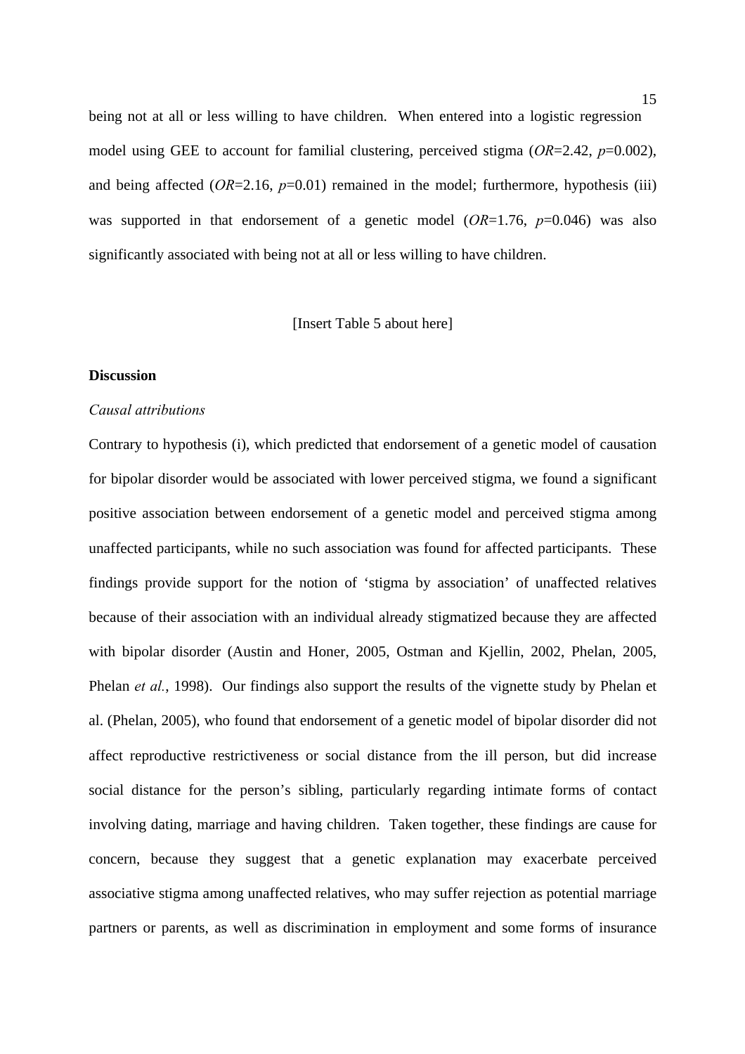being not at all or less willing to have children. When entered into a logistic regression model using GEE to account for familial clustering, perceived stigma (*OR*=2.42, *p*=0.002), and being affected (*OR*=2.16, *p*=0.01) remained in the model; furthermore, hypothesis (iii) was supported in that endorsement of a genetic model (*OR*=1.76, *p*=0.046) was also significantly associated with being not at all or less willing to have children.

[Insert Table 5 about here]

**Discussion**

*Causal attributions*

Contrary to hypothesis (i), which predicted that endorsement of a genetic model of causation for bipolar disorder would be associated with lower perceived stigma, we found a significant positive association between endorsement of a genetic model and perceived stigma among unaffected participants, while no such association was found for affected participants. These findings provide support for the notion of 'stigma by association' of unaffected relatives because of their association with an individual already stigmatized because they are affected with bipolar disorder (Austin and Honer, 2005, Ostman and Kjellin, 2002, Phelan, 2005, Phelan *et al.*, 1998). Our findings also support the results of the vignette study by Phelan et al. (Phelan, 2005), who found that endorsement of a genetic model of bipolar disorder did not affect reproductive restrictiveness or social distance from the ill person, but did increase social distance for the person's sibling, particularly regarding intimate forms of contact involving dating, marriage and having children. Taken together, these findings are cause for concern, because they suggest that a genetic explanation may exacerbate perceived associative stigma among unaffected relatives, who may suffer rejection as potential marriage partners or parents, as well as discrimination in employment and some forms of insurance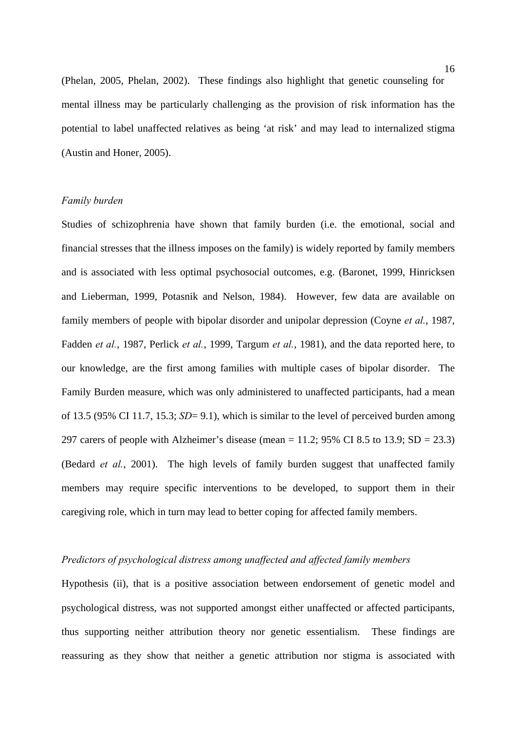(Phelan, 2005, Phelan, 2002). These findings also highlight that genetic counseling for mental illness may be particularly challenging as the provision of risk information has the potential to label unaffected relatives as being 'at risk' and may lead to internalized stigma (Austin and Honer, 2005).

*Family burden*

Studies of schizophrenia have shown that family burden (i.e. the emotional, social and financial stresses that the illness imposes on the family) is widely reported by family members and is associated with less optimal psychosocial outcomes, e.g. (Baronet, 1999, Hinricksen and Lieberman, 1999, Potasnik and Nelson, 1984). However, few data are available on family members of people with bipolar disorder and unipolar depression (Coyne *et al.*, 1987, Fadden *et al.*, 1987, Perlick *et al.*, 1999, Targum *et al.*, 1981), and the data reported here, to our knowledge, are the first among families with multiple cases of bipolar disorder. The Family Burden measure, which was only administered to unaffected participants, had a mean of 13.5 (95% CI 11.7, 15.3; *SD*= 9.1), which is similar to the level of perceived burden among 297 carers of people with Alzheimer's disease (mean = 11.2; 95% CI 8.5 to 13.9; SD = 23.3) (Bedard *et al.*, 2001). The high levels of family burden suggest that unaffected family members may require specific interventions to be developed, to support them in their caregiving role, which in turn may lead to better coping for affected family members.

*Predictors of psychological distress among unaffected and affected family members*

Hypothesis (ii), that is a positive association between endorsement of genetic model and psychological distress, was not supported amongst either unaffected or affected participants, thus supporting neither attribution theory nor genetic essentialism. These findings are reassuring as they show that neither a genetic attribution nor stigma is associated with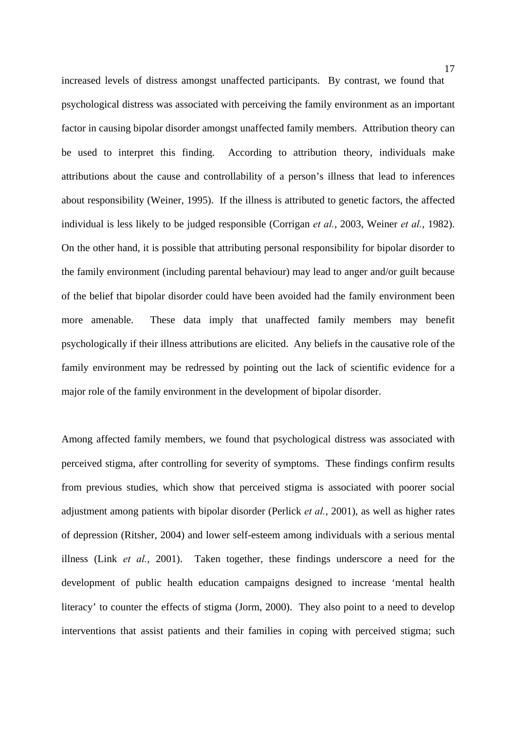increased levels of distress amongst unaffected participants. By contrast, we found that psychological distress was associated with perceiving the family environment as an important factor in causing bipolar disorder amongst unaffected family members. Attribution theory can be used to interpret this finding. According to attribution theory, individuals make attributions about the cause and controllability of a person's illness that lead to inferences about responsibility (Weiner, 1995). If the illness is attributed to genetic factors, the affected individual is less likely to be judged responsible (Corrigan *et al.*, 2003, Weiner *et al.*, 1982). On the other hand, it is possible that attributing personal responsibility for bipolar disorder to the family environment (including parental behaviour) may lead to anger and/or guilt because of the belief that bipolar disorder could have been avoided had the family environment been more amenable. These data imply that unaffected family members may benefit psychologically if their illness attributions are elicited. Any beliefs in the causative role of the family environment may be redressed by pointing out the lack of scientific evidence for a major role of the family environment in the development of bipolar disorder.

Among affected family members, we found that psychological distress was associated with perceived stigma, after controlling for severity of symptoms. These findings confirm results from previous studies, which show that perceived stigma is associated with poorer social adjustment among patients with bipolar disorder (Perlick *et al.*, 2001), as well as higher rates of depression (Ritsher, 2004) and lower self-esteem among individuals with a serious mental illness (Link *et al.*, 2001). Taken together, these findings underscore a need for the development of public health education campaigns designed to increase 'mental health literacy' to counter the effects of stigma (Jorm, 2000). They also point to a need to develop interventions that assist patients and their families in coping with perceived stigma; such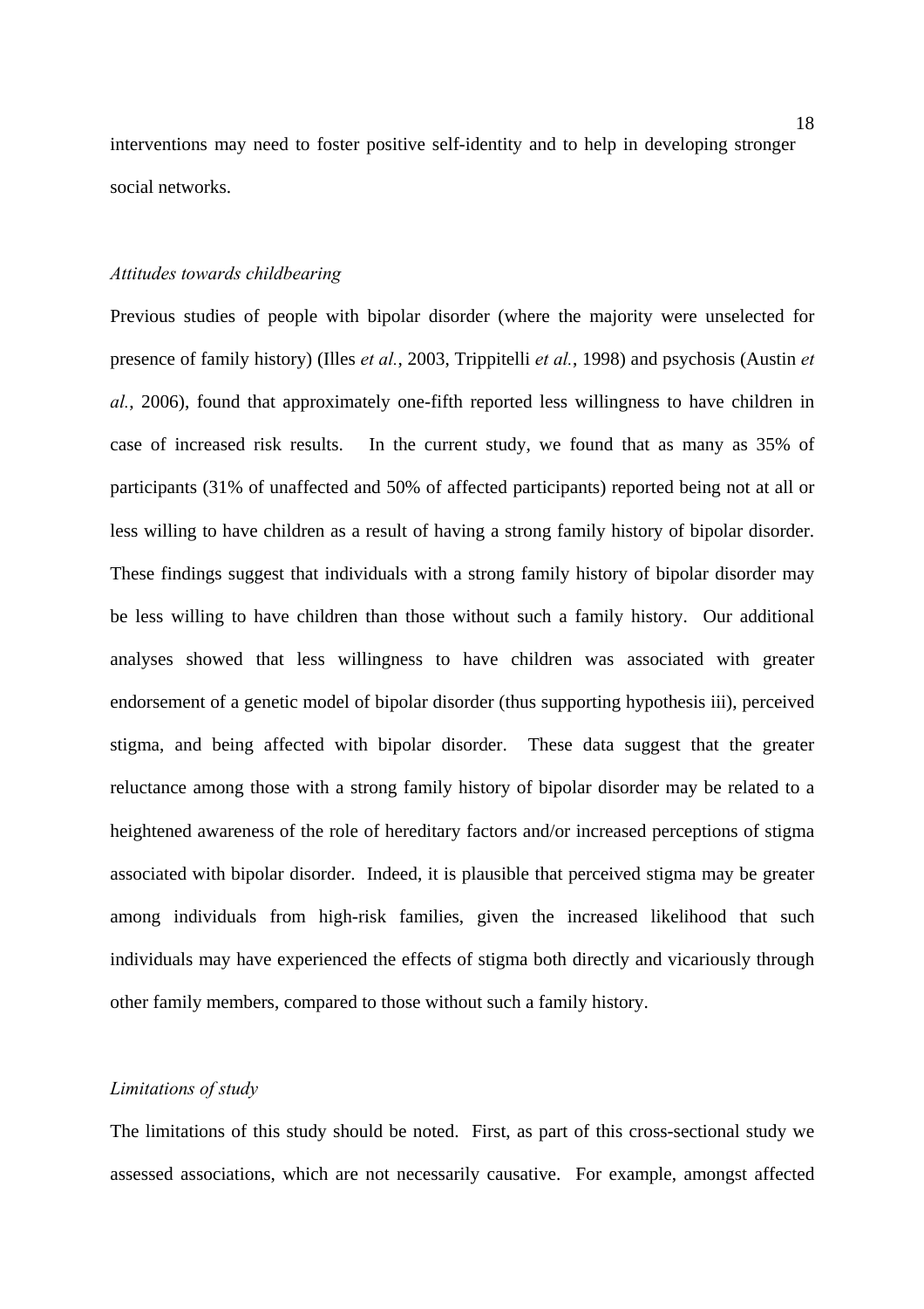interventions may need to foster positive self-identity and to help in developing stronger social networks.

*Attitudes towards childbearing*

Previous studies of people with bipolar disorder (where the majority were unselected for presence of family history) (Illes *et al.*, 2003, Trippitelli *et al.*, 1998) and psychosis (Austin *et al.*, 2006), found that approximately one-fifth reported less willingness to have children in case of increased risk results. In the current study, we found that as many as 35% of participants (31% of unaffected and 50% of affected participants) reported being not at all or less willing to have children as a result of having a strong family history of bipolar disorder. These findings suggest that individuals with a strong family history of bipolar disorder may be less willing to have children than those without such a family history. Our additional analyses showed that less willingness to have children was associated with greater endorsement of a genetic model of bipolar disorder (thus supporting hypothesis iii), perceived stigma, and being affected with bipolar disorder. These data suggest that the greater reluctance among those with a strong family history of bipolar disorder may be related to a heightened awareness of the role of hereditary factors and/or increased perceptions of stigma associated with bipolar disorder. Indeed, it is plausible that perceived stigma may be greater among individuals from high-risk families, given the increased likelihood that such individuals may have experienced the effects of stigma both directly and vicariously through other family members, compared to those without such a family history.

*Limitations of study*

The limitations of this study should be noted. First, as part of this cross-sectional study we assessed associations, which are not necessarily causative. For example, amongst affected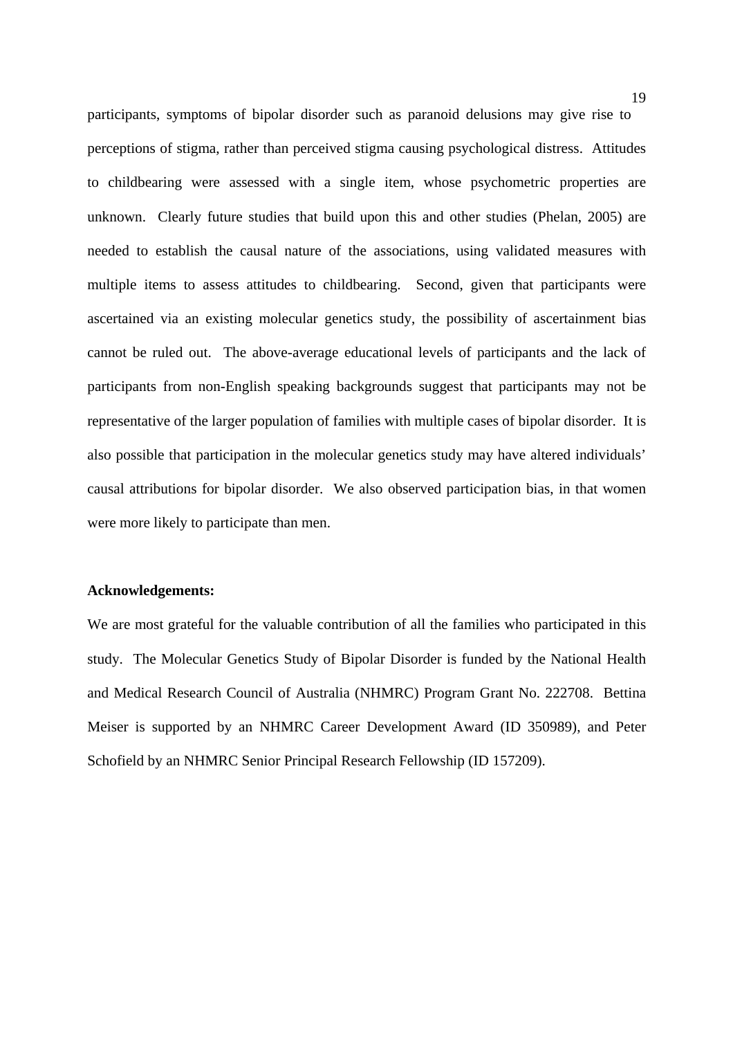participants, symptoms of bipolar disorder such as paranoid delusions may give rise to perceptions of stigma, rather than perceived stigma causing psychological distress. Attitudes to childbearing were assessed with a single item, whose psychometric properties are unknown. Clearly future studies that build upon this and other studies (Phelan, 2005) are needed to establish the causal nature of the associations, using validated measures with multiple items to assess attitudes to childbearing. Second, given that participants were ascertained via an existing molecular genetics study, the possibility of ascertainment bias cannot be ruled out. The above-average educational levels of participants and the lack of participants from non-English speaking backgrounds suggest that participants may not be representative of the larger population of families with multiple cases of bipolar disorder. It is also possible that participation in the molecular genetics study may have altered individuals' causal attributions for bipolar disorder. We also observed participation bias, in that women were more likely to participate than men.

**Acknowledgements:**

We are most grateful for the valuable contribution of all the families who participated in this study. The Molecular Genetics Study of Bipolar Disorder is funded by the National Health and Medical Research Council of Australia (NHMRC) Program Grant No. 222708. Bettina Meiser is supported by an NHMRC Career Development Award (ID 350989), and Peter Schofield by an NHMRC Senior Principal Research Fellowship (ID 157209).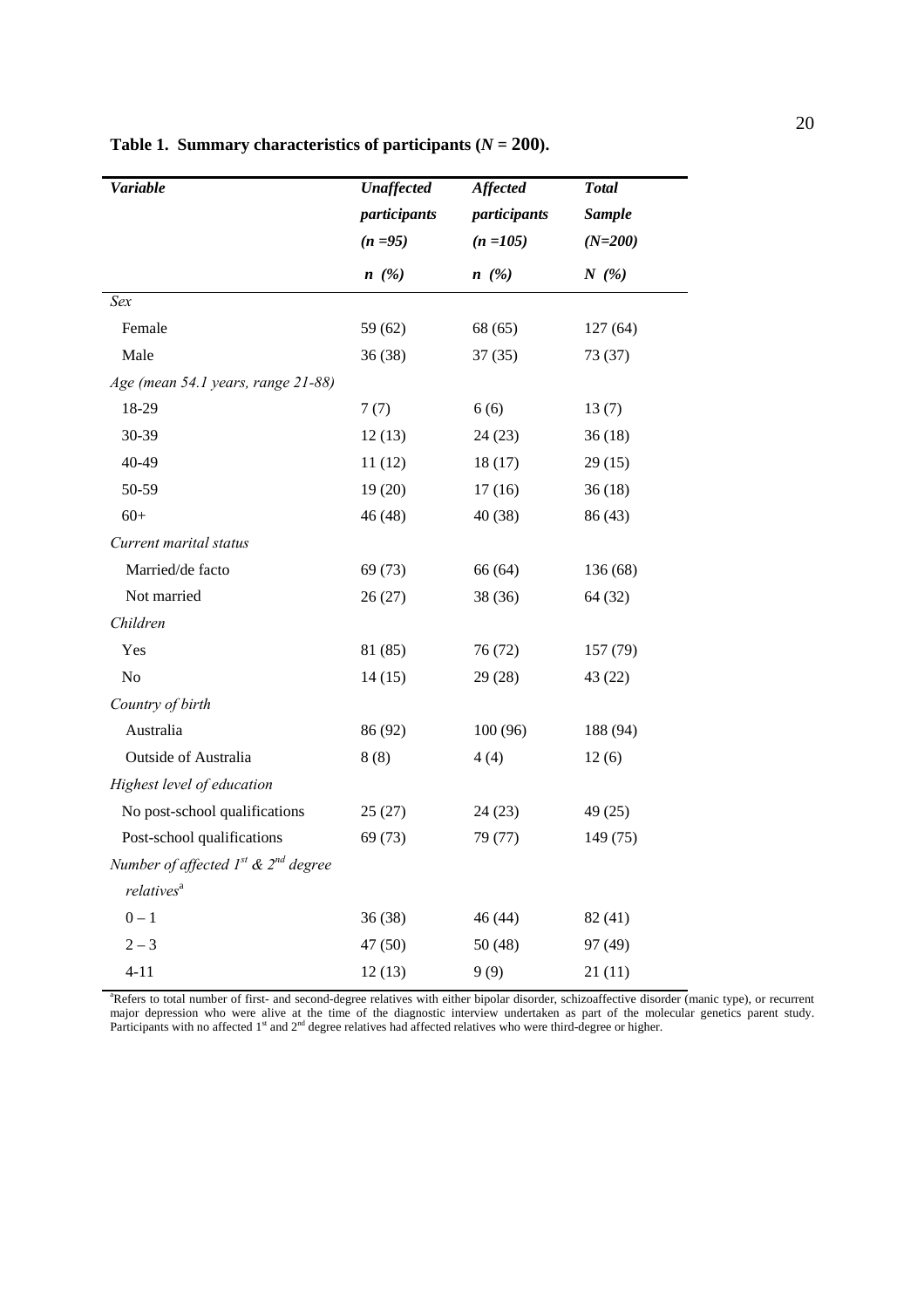**Table 1. Summary characteristics of participants (*N* = 200).**

| *Variable* | *Unaffected participants (n =95)* | *Affected participants (n =105)* | *Total Sample (N=200)* |
|---|---|---|---|
| | ***n (%)*** | ***n (%)*** | ***N (%)*** |
| *Sex* | | | |
| Female | 59 (62) | 68 (65) | 127 (64) |
| Male | 36 (38) | 37 (35) | 73 (37) |
| *Age (mean 54.1 years, range 21-88)* | | | |
| 18-29 | 7 (7) | 6 (6) | 13 (7) |
| 30-39 | 12 (13) | 24 (23) | 36 (18) |
| 40-49 | 11 (12) | 18 (17) | 29 (15) |
| 50-59 | 19 (20) | 17 (16) | 36 (18) |
| 60+ | 46 (48) | 40 (38) | 86 (43) |
| *Current marital status* | | | |
| Married/de facto | 69 (73) | 66 (64) | 136 (68) |
| Not married | 26 (27) | 38 (36) | 64 (32) |
| *Children* | | | |
| Yes | 81 (85) | 76 (72) | 157 (79) |
| No | 14 (15) | 29 (28) | 43 (22) |
| *Country of birth* | | | |
| Australia | 86 (92) | 100 (96) | 188 (94) |
| Outside of Australia | 8 (8) | 4 (4) | 12 (6) |
| *Highest level of education* | | | |
| No post-school qualifications | 25 (27) | 24 (23) | 49 (25) |
| Post-school qualifications | 69 (73) | 79 (77) | 149 (75) |
| *Number of affected 1st & 2nd degree relatives*[a] | | | |
| 0 – 1 | 36 (38) | 46 (44) | 82 (41) |
| 2 – 3 | 47 (50) | 50 (48) | 97 (49) |
| 4-11 | 12 (13) | 9 (9) | 21 (11) |

[a]Refers to total number of first- and second-degree relatives with either bipolar disorder, schizoaffective disorder (manic type), or recurrent major depression who were alive at the time of the diagnostic interview undertaken as part of the molecular genetics parent study. Participants with no affected 1st and 2nd degree relatives had affected relatives who were third-degree or higher.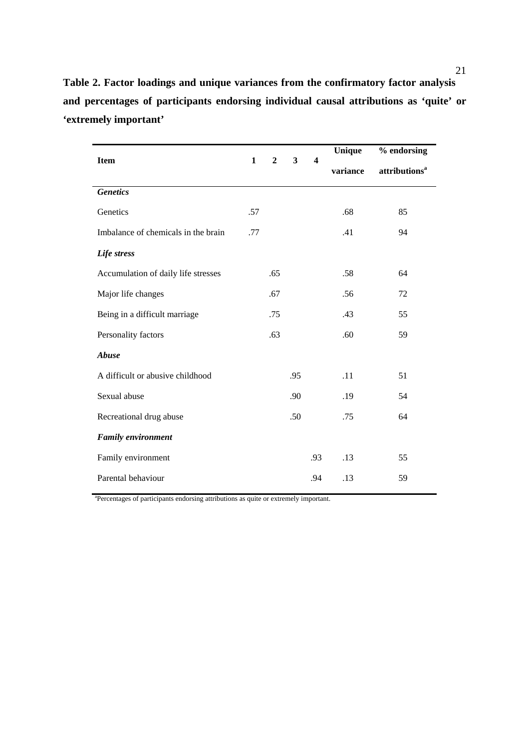**Table 2. Factor loadings and unique variances from the confirmatory factor analysis and percentages of participants endorsing individual causal attributions as 'quite' or 'extremely important'**

| Item | 1 | 2 | 3 | 4 | Unique variance | % endorsing attributions[a] |
|---|---|---|---|---|---|---|
| ***Genetics*** | | | | | | |
| Genetics | .57 | | | | .68 | 85 |
| Imbalance of chemicals in the brain | .77 | | | | .41 | 94 |
| ***Life stress*** | | | | | | |
| Accumulation of daily life stresses | | .65 | | | .58 | 64 |
| Major life changes | | .67 | | | .56 | 72 |
| Being in a difficult marriage | | .75 | | | .43 | 55 |
| Personality factors | | .63 | | | .60 | 59 |
| ***Abuse*** | | | | | | |
| A difficult or abusive childhood | | | .95 | | .11 | 51 |
| Sexual abuse | | | .90 | | .19 | 54 |
| Recreational drug abuse | | | .50 | | .75 | 64 |
| ***Family environment*** | | | | | | |
| Family environment | | | | .93 | .13 | 55 |
| Parental behaviour | | | | .94 | .13 | 59 |

[a]Percentages of participants endorsing attributions as quite or extremely important.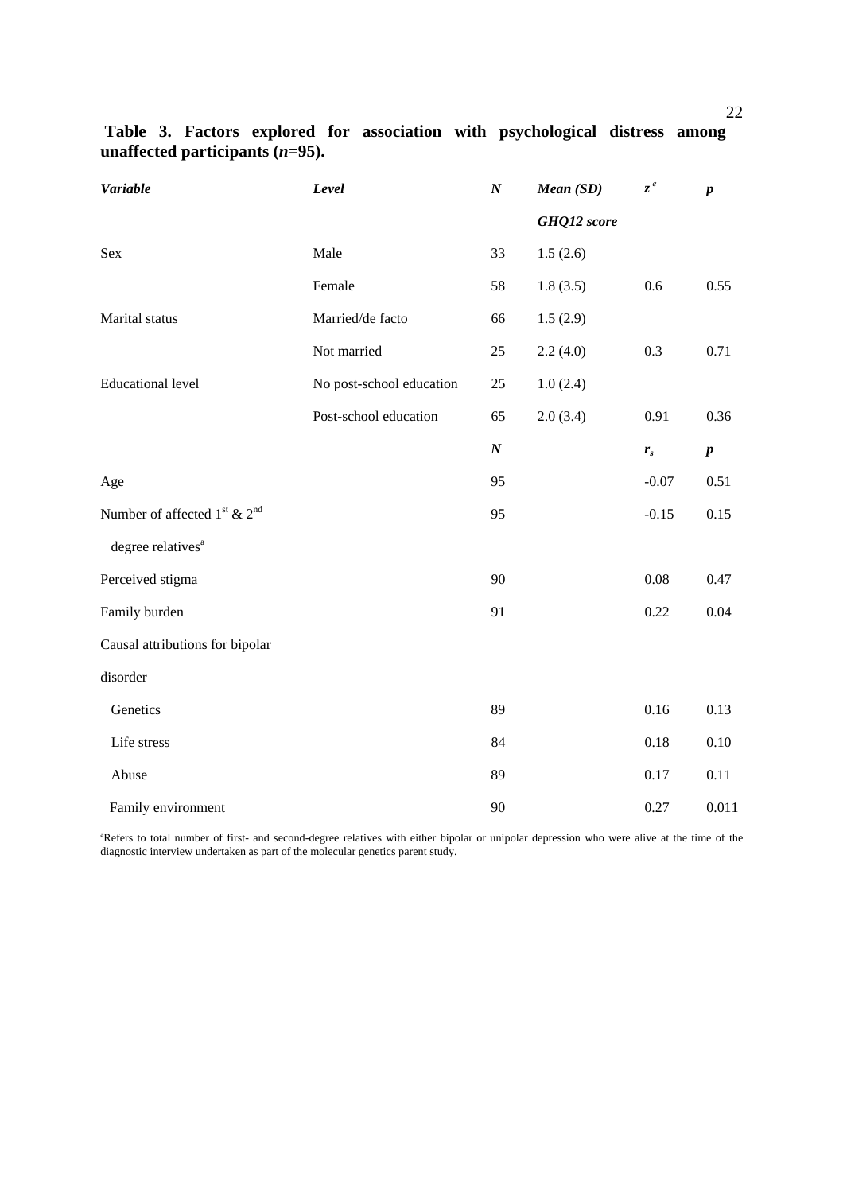**Table 3. Factors explored for association with psychological distress among unaffected participants (*n*=95).**

| *Variable* | *Level* | *N* | *Mean (SD)* *GHQ12 score* | $z^e$ | *p* |
|---|---|---|---|---|---|
| Sex | Male | 33 | 1.5 (2.6) | | |
| | Female | 58 | 1.8 (3.5) | 0.6 | 0.55 |
| Marital status | Married/de facto | 66 | 1.5 (2.9) | | |
| | Not married | 25 | 2.2 (4.0) | 0.3 | 0.71 |
| Educational level | No post-school education | 25 | 1.0 (2.4) | | |
| | Post-school education | 65 | 2.0 (3.4) | 0.91 | 0.36 |
| | | ***N*** | | $r_s$ | ***p*** |
| Age | | 95 | | -0.07 | 0.51 |
| Number of affected 1st & 2nd degree relatives[a] | | 95 | | -0.15 | 0.15 |
| Perceived stigma | | 90 | | 0.08 | 0.47 |
| Family burden | | 91 | | 0.22 | 0.04 |
| Causal attributions for bipolar disorder | | | | | |
| Genetics | | 89 | | 0.16 | 0.13 |
| Life stress | | 84 | | 0.18 | 0.10 |
| Abuse | | 89 | | 0.17 | 0.11 |
| Family environment | | 90 | | 0.27 | 0.011 |

[a]Refers to total number of first- and second-degree relatives with either bipolar or unipolar depression who were alive at the time of the diagnostic interview undertaken as part of the molecular genetics parent study.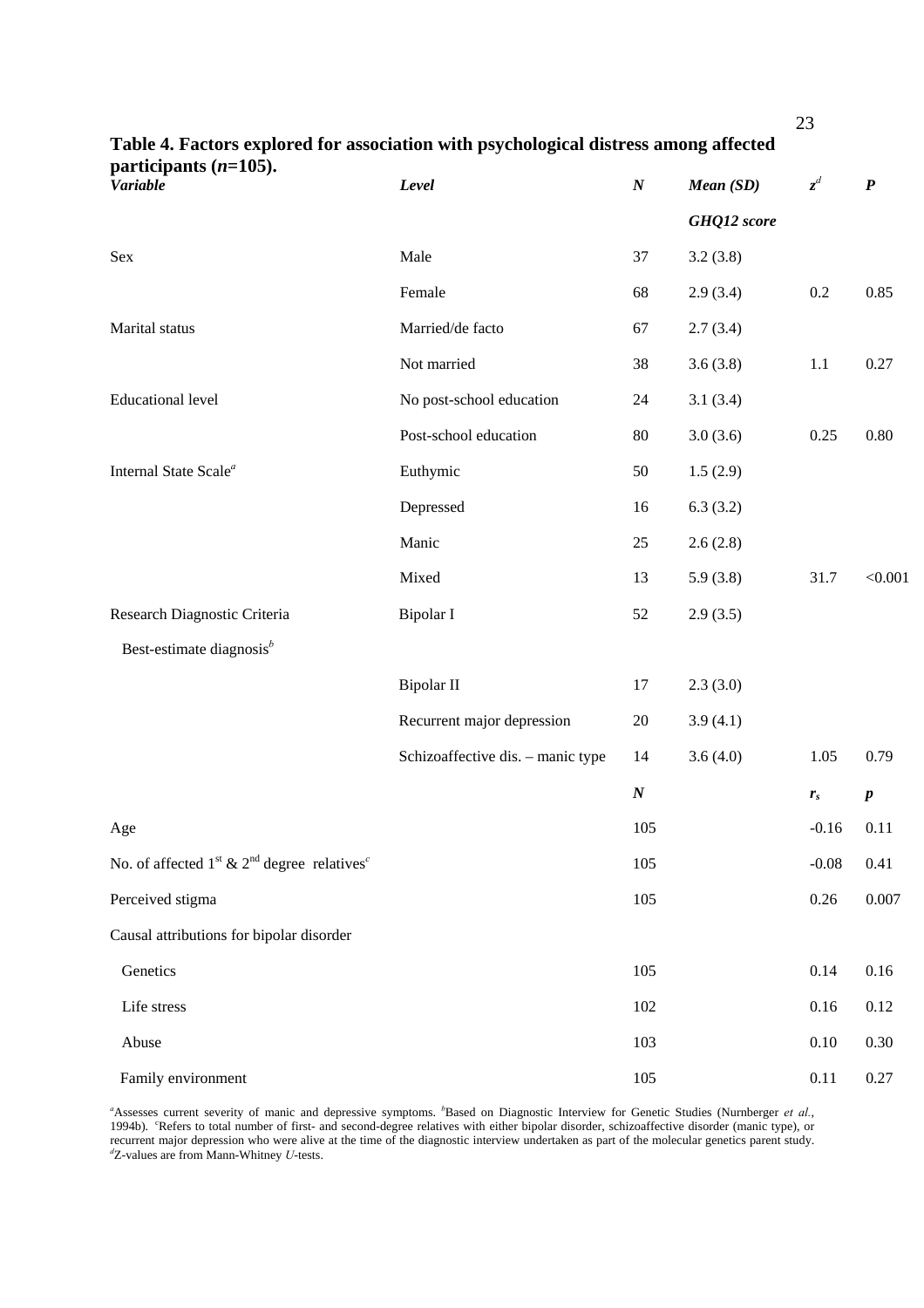**Table 4. Factors explored for association with psychological distress among affected participants ($n$=105).**

| *Variable* | *Level* | $N$ | *Mean (SD)* *GHQ12 score* | $z^d$ | $P$ |
|---|---|---|---|---|---|
| Sex | Male | 37 | 3.2 (3.8) | | |
| | Female | 68 | 2.9 (3.4) | 0.2 | 0.85 |
| Marital status | Married/de facto | 67 | 2.7 (3.4) | | |
| | Not married | 38 | 3.6 (3.8) | 1.1 | 0.27 |
| Educational level | No post-school education | 24 | 3.1 (3.4) | | |
| | Post-school education | 80 | 3.0 (3.6) | 0.25 | 0.80 |
| Internal State Scale[a] | Euthymic | 50 | 1.5 (2.9) | | |
| | Depressed | 16 | 6.3 (3.2) | | |
| | Manic | 25 | 2.6 (2.8) | | |
| | Mixed | 13 | 5.9 (3.8) | 31.7 | <0.001 |
| Research Diagnostic Criteria Best-estimate diagnosis[b] | Bipolar I | 52 | 2.9 (3.5) | | |
| | Bipolar II | 17 | 2.3 (3.0) | | |
| | Recurrent major depression | 20 | 3.9 (4.1) | | |
| | Schizoaffective dis. – manic type | 14 | 3.6 (4.0) | 1.05 | 0.79 |
| | | $N$ | | $r_s$ | $p$ |
| Age | | 105 | | -0.16 | 0.11 |
| No. of affected 1st & 2nd degree relatives[c] | | 105 | | -0.08 | 0.41 |
| Perceived stigma | | 105 | | 0.26 | 0.007 |
| Causal attributions for bipolar disorder | | | | | |
| Genetics | | 105 | | 0.14 | 0.16 |
| Life stress | | 102 | | 0.16 | 0.12 |
| Abuse | | 103 | | 0.10 | 0.30 |
| Family environment | | 105 | | 0.11 | 0.27 |

[a]Assesses current severity of manic and depressive symptoms. [b]Based on Diagnostic Interview for Genetic Studies (Nurnberger *et al.*, 1994b). [c]Refers to total number of first- and second-degree relatives with either bipolar disorder, schizoaffective disorder (manic type), or recurrent major depression who were alive at the time of the diagnostic interview undertaken as part of the molecular genetics parent study. [d]Z-values are from Mann-Whitney *U*-tests.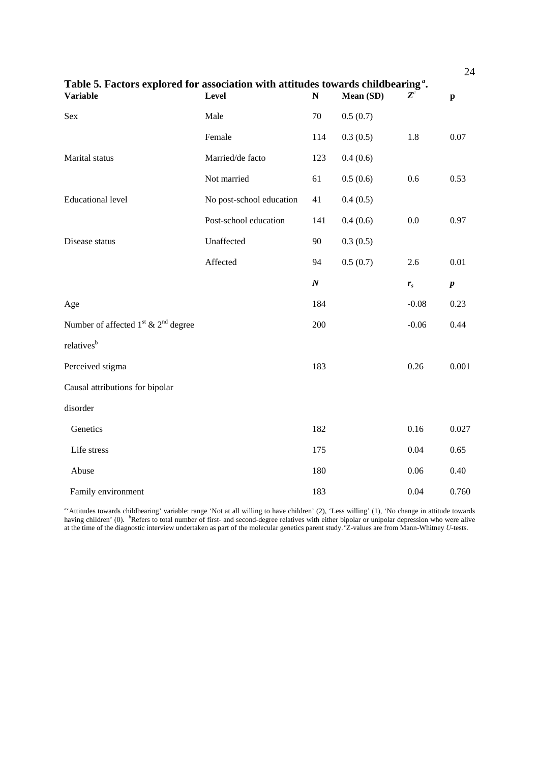**Table 5. Factors explored for association with attitudes towards childbearing[a].**

| Variable | Level | N | Mean (SD) | $Z^c$ | p |
|---|---|---|---|---|---|
| Sex | Male | 70 | 0.5 (0.7) | | |
| | Female | 114 | 0.3 (0.5) | 1.8 | 0.07 |
| Marital status | Married/de facto | 123 | 0.4 (0.6) | | |
| | Not married | 61 | 0.5 (0.6) | 0.6 | 0.53 |
| Educational level | No post-school education | 41 | 0.4 (0.5) | | |
| | Post-school education | 141 | 0.4 (0.6) | 0.0 | 0.97 |
| Disease status | Unaffected | 90 | 0.3 (0.5) | | |
| | Affected | 94 | 0.5 (0.7) | 2.6 | 0.01 |
| | | ***N*** | | $r_s$ | ***p*** |
| Age | | 184 | | -0.08 | 0.23 |
| Number of affected 1st & 2nd degree relatives[b] | | 200 | | -0.06 | 0.44 |
| Perceived stigma | | 183 | | 0.26 | 0.001 |
| Causal attributions for bipolar disorder | | | | | |
| Genetics | | 182 | | 0.16 | 0.027 |
| Life stress | | 175 | | 0.04 | 0.65 |
| Abuse | | 180 | | 0.06 | 0.40 |
| Family environment | | 183 | | 0.04 | 0.760 |

[a]'Attitudes towards childbearing' variable: range 'Not at all willing to have children' (2), 'Less willing' (1), 'No change in attitude towards having children' (0). [b]Refers to total number of first- and second-degree relatives with either bipolar or unipolar depression who were alive at the time of the diagnostic interview undertaken as part of the molecular genetics parent study. [c]Z-values are from Mann-Whitney *U*-tests.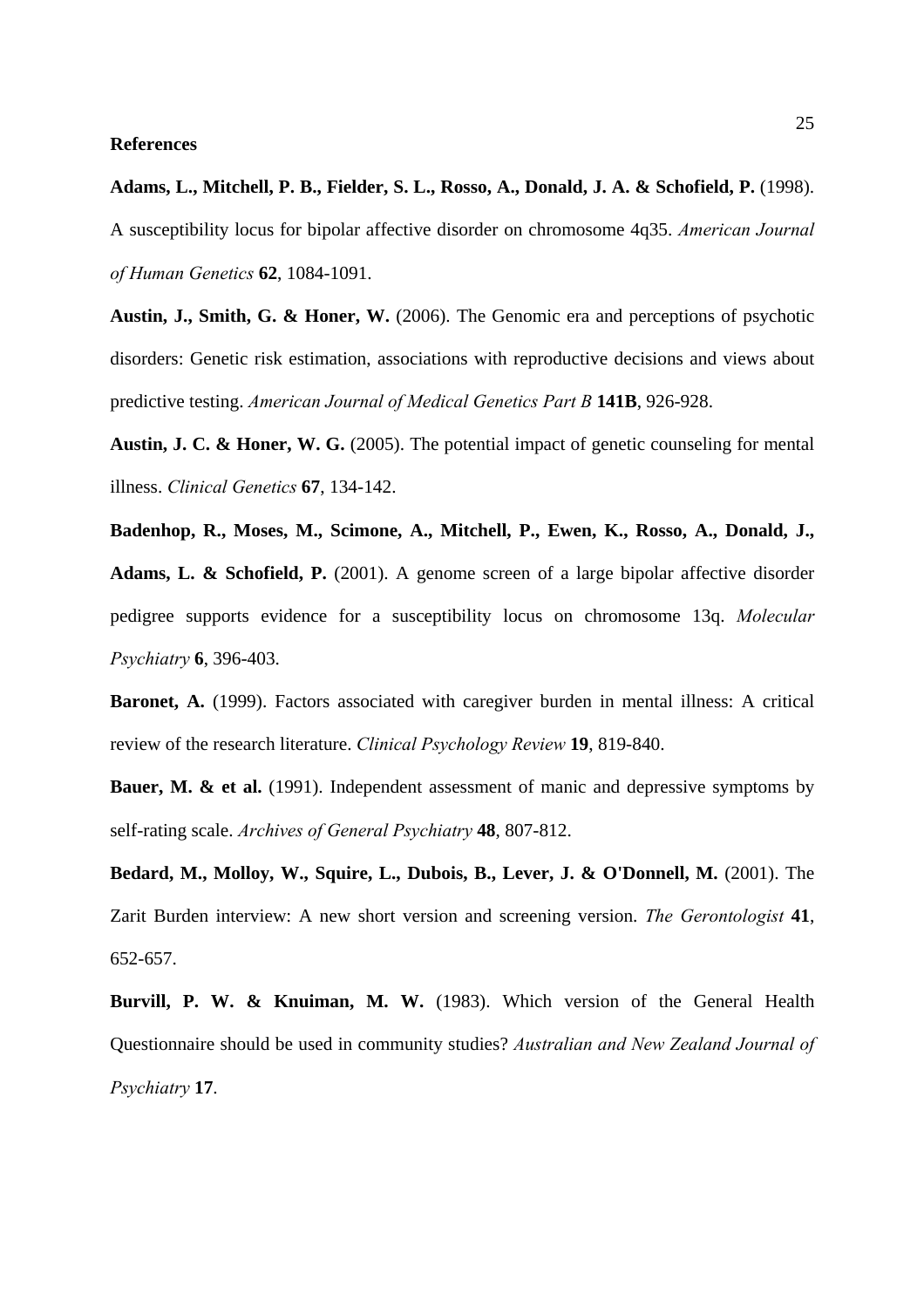**References**

**Adams, L., Mitchell, P. B., Fielder, S. L., Rosso, A., Donald, J. A. & Schofield, P.** (1998). A susceptibility locus for bipolar affective disorder on chromosome 4q35. *American Journal of Human Genetics* **62**, 1084-1091.

**Austin, J., Smith, G. & Honer, W.** (2006). The Genomic era and perceptions of psychotic disorders: Genetic risk estimation, associations with reproductive decisions and views about predictive testing. *American Journal of Medical Genetics Part B* **141B**, 926-928.

**Austin, J. C. & Honer, W. G.** (2005). The potential impact of genetic counseling for mental illness. *Clinical Genetics* **67**, 134-142.

**Badenhop, R., Moses, M., Scimone, A., Mitchell, P., Ewen, K., Rosso, A., Donald, J., Adams, L. & Schofield, P.** (2001). A genome screen of a large bipolar affective disorder pedigree supports evidence for a susceptibility locus on chromosome 13q. *Molecular Psychiatry* **6**, 396-403.

**Baronet, A.** (1999). Factors associated with caregiver burden in mental illness: A critical review of the research literature. *Clinical Psychology Review* **19**, 819-840.

**Bauer, M. & et al.** (1991). Independent assessment of manic and depressive symptoms by self-rating scale. *Archives of General Psychiatry* **48**, 807-812.

**Bedard, M., Molloy, W., Squire, L., Dubois, B., Lever, J. & O'Donnell, M.** (2001). The Zarit Burden interview: A new short version and screening version. *The Gerontologist* **41**, 652-657.

**Burvill, P. W. & Knuiman, M. W.** (1983). Which version of the General Health Questionnaire should be used in community studies? *Australian and New Zealand Journal of Psychiatry* **17**.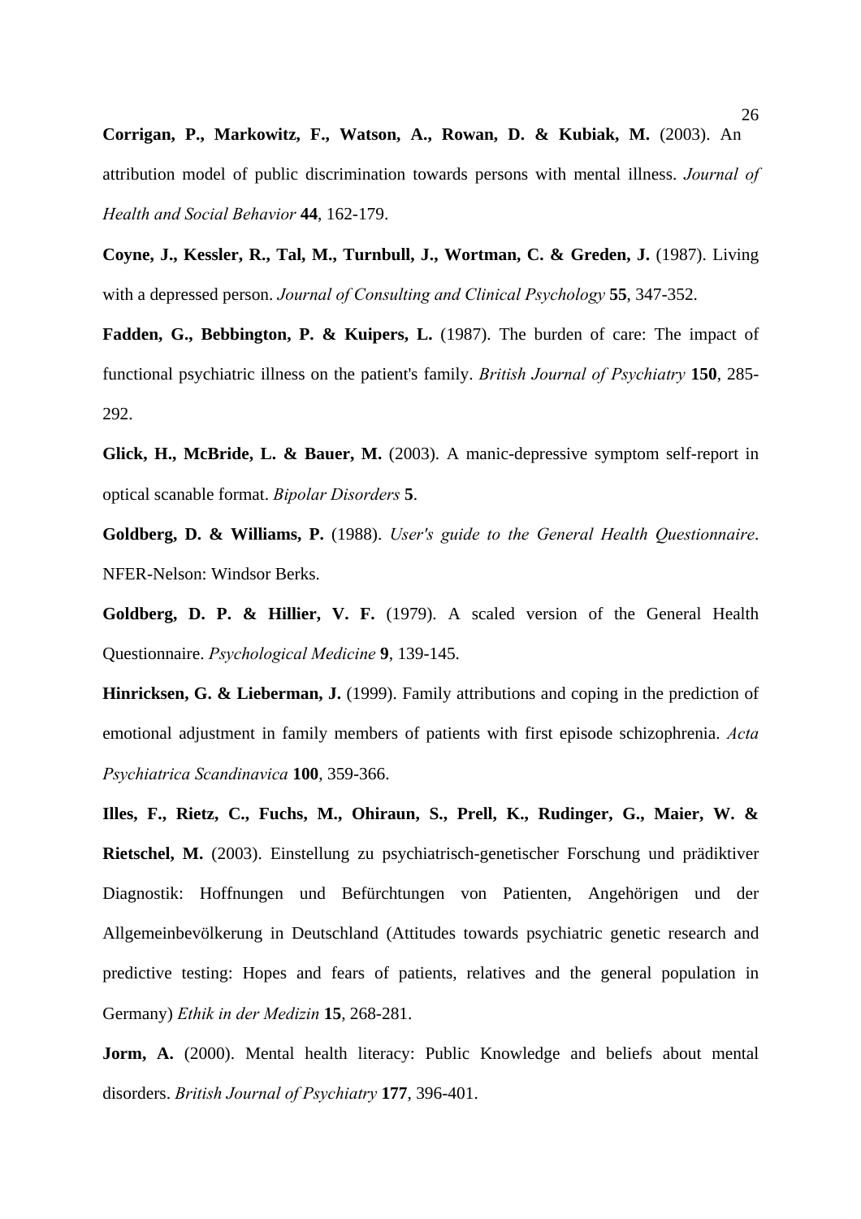**Corrigan, P., Markowitz, F., Watson, A., Rowan, D. & Kubiak, M.** (2003). An attribution model of public discrimination towards persons with mental illness. *Journal of Health and Social Behavior* **44**, 162-179.

**Coyne, J., Kessler, R., Tal, M., Turnbull, J., Wortman, C. & Greden, J.** (1987). Living with a depressed person. *Journal of Consulting and Clinical Psychology* **55**, 347-352.

**Fadden, G., Bebbington, P. & Kuipers, L.** (1987). The burden of care: The impact of functional psychiatric illness on the patient's family. *British Journal of Psychiatry* **150**, 285-292.

**Glick, H., McBride, L. & Bauer, M.** (2003). A manic-depressive symptom self-report in optical scanable format. *Bipolar Disorders* **5**.

**Goldberg, D. & Williams, P.** (1988). *User's guide to the General Health Questionnaire*. NFER-Nelson: Windsor Berks.

**Goldberg, D. P. & Hillier, V. F.** (1979). A scaled version of the General Health Questionnaire. *Psychological Medicine* **9**, 139-145.

**Hinricksen, G. & Lieberman, J.** (1999). Family attributions and coping in the prediction of emotional adjustment in family members of patients with first episode schizophrenia. *Acta Psychiatrica Scandinavica* **100**, 359-366.

**Illes, F., Rietz, C., Fuchs, M., Ohiraun, S., Prell, K., Rudinger, G., Maier, W. & Rietschel, M.** (2003). Einstellung zu psychiatrisch-genetischer Forschung und prädiktiver Diagnostik: Hoffnungen und Befürchtungen von Patienten, Angehörigen und der Allgemeinbevölkerung in Deutschland (Attitudes towards psychiatric genetic research and predictive testing: Hopes and fears of patients, relatives and the general population in Germany) *Ethik in der Medizin* **15**, 268-281.

**Jorm, A.** (2000). Mental health literacy: Public Knowledge and beliefs about mental disorders. *British Journal of Psychiatry* **177**, 396-401.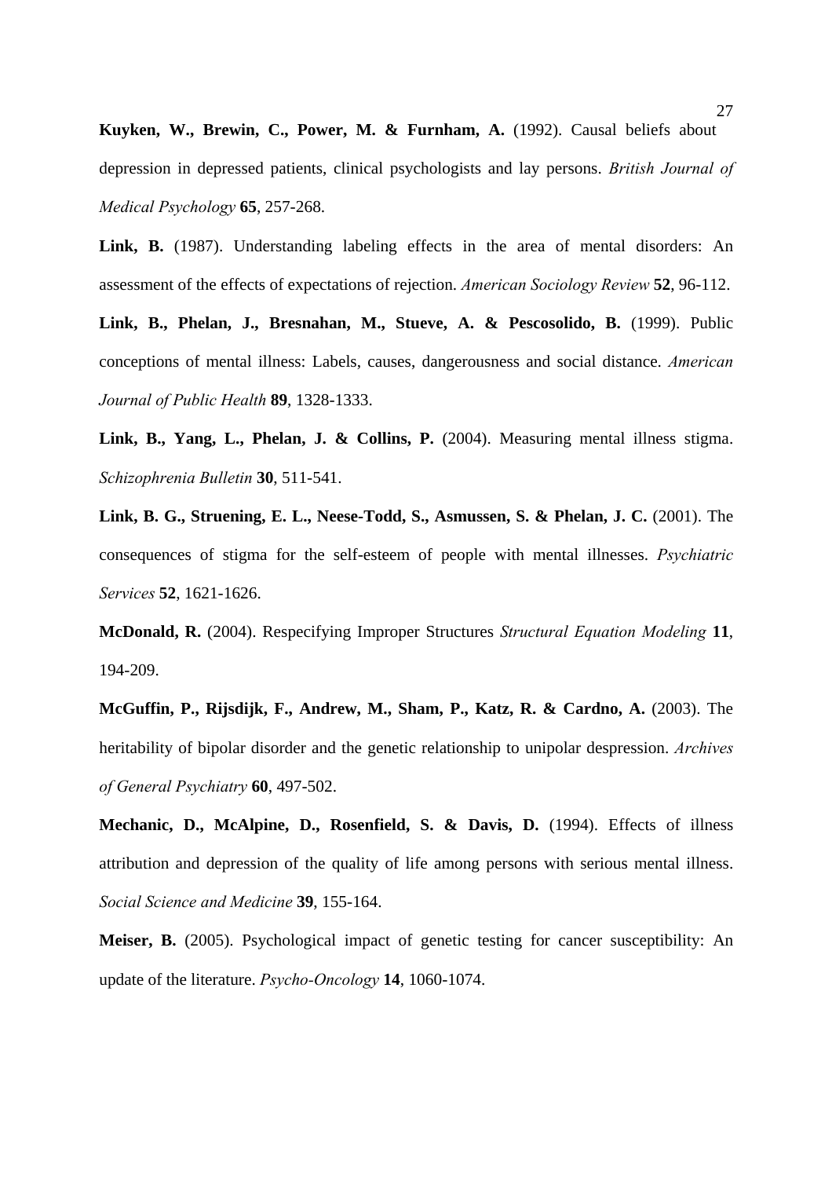**Kuyken, W., Brewin, C., Power, M. & Furnham, A.** (1992). Causal beliefs about depression in depressed patients, clinical psychologists and lay persons. *British Journal of Medical Psychology* **65**, 257-268.

**Link, B.** (1987). Understanding labeling effects in the area of mental disorders: An assessment of the effects of expectations of rejection. *American Sociology Review* **52**, 96-112.

**Link, B., Phelan, J., Bresnahan, M., Stueve, A. & Pescosolido, B.** (1999). Public conceptions of mental illness: Labels, causes, dangerousness and social distance. *American Journal of Public Health* **89**, 1328-1333.

**Link, B., Yang, L., Phelan, J. & Collins, P.** (2004). Measuring mental illness stigma. *Schizophrenia Bulletin* **30**, 511-541.

**Link, B. G., Struening, E. L., Neese-Todd, S., Asmussen, S. & Phelan, J. C.** (2001). The consequences of stigma for the self-esteem of people with mental illnesses. *Psychiatric Services* **52**, 1621-1626.

**McDonald, R.** (2004). Respecifying Improper Structures *Structural Equation Modeling* **11**, 194-209.

**McGuffin, P., Rijsdijk, F., Andrew, M., Sham, P., Katz, R. & Cardno, A.** (2003). The heritability of bipolar disorder and the genetic relationship to unipolar despression. *Archives of General Psychiatry* **60**, 497-502.

**Mechanic, D., McAlpine, D., Rosenfield, S. & Davis, D.** (1994). Effects of illness attribution and depression of the quality of life among persons with serious mental illness. *Social Science and Medicine* **39**, 155-164.

**Meiser, B.** (2005). Psychological impact of genetic testing for cancer susceptibility: An update of the literature. *Psycho-Oncology* **14**, 1060-1074.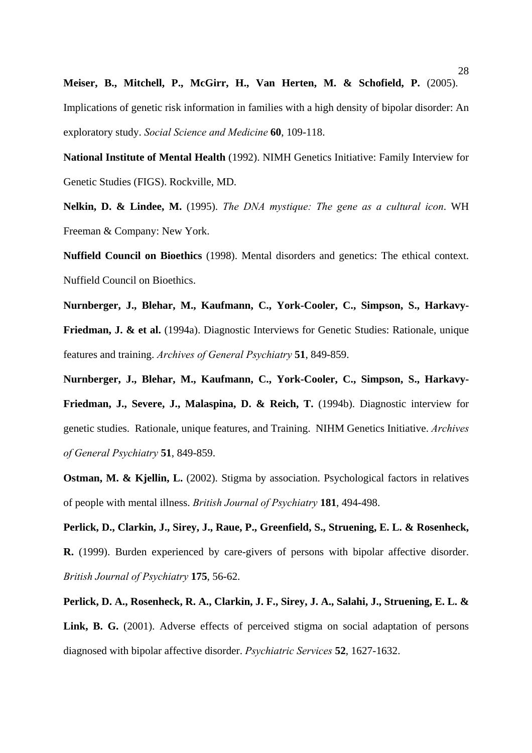**Meiser, B., Mitchell, P., McGirr, H., Van Herten, M. & Schofield, P.** (2005). Implications of genetic risk information in families with a high density of bipolar disorder: An exploratory study. *Social Science and Medicine* **60**, 109-118.

**National Institute of Mental Health** (1992). NIMH Genetics Initiative: Family Interview for Genetic Studies (FIGS). Rockville, MD.

**Nelkin, D. & Lindee, M.** (1995). *The DNA mystique: The gene as a cultural icon*. WH Freeman & Company: New York.

**Nuffield Council on Bioethics** (1998). Mental disorders and genetics: The ethical context. Nuffield Council on Bioethics.

**Nurnberger, J., Blehar, M., Kaufmann, C., York-Cooler, C., Simpson, S., Harkavy-Friedman, J. & et al.** (1994a). Diagnostic Interviews for Genetic Studies: Rationale, unique features and training. *Archives of General Psychiatry* **51**, 849-859.

**Nurnberger, J., Blehar, M., Kaufmann, C., York-Cooler, C., Simpson, S., Harkavy-Friedman, J., Severe, J., Malaspina, D. & Reich, T.** (1994b). Diagnostic interview for genetic studies. Rationale, unique features, and Training. NIHM Genetics Initiative. *Archives of General Psychiatry* **51**, 849-859.

**Ostman, M. & Kjellin, L.** (2002). Stigma by association. Psychological factors in relatives of people with mental illness. *British Journal of Psychiatry* **181**, 494-498.

**Perlick, D., Clarkin, J., Sirey, J., Raue, P., Greenfield, S., Struening, E. L. & Rosenheck, R.** (1999). Burden experienced by care-givers of persons with bipolar affective disorder. *British Journal of Psychiatry* **175**, 56-62.

**Perlick, D. A., Rosenheck, R. A., Clarkin, J. F., Sirey, J. A., Salahi, J., Struening, E. L. & Link, B. G.** (2001). Adverse effects of perceived stigma on social adaptation of persons diagnosed with bipolar affective disorder. *Psychiatric Services* **52**, 1627-1632.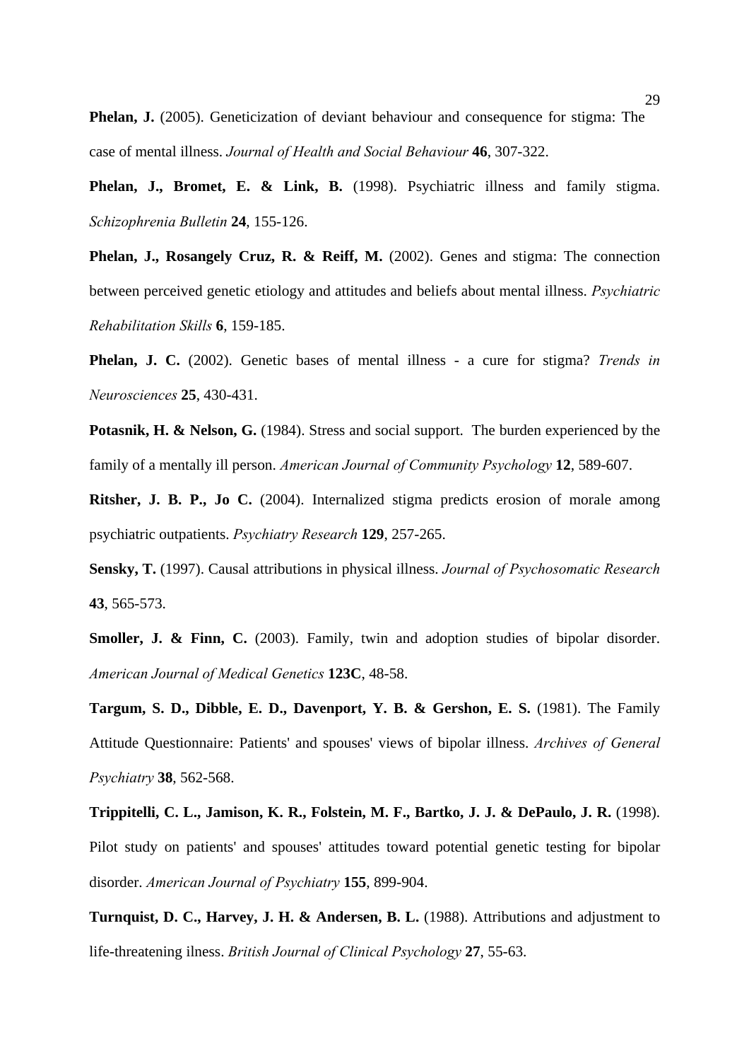**Phelan, J.** (2005). Geneticization of deviant behaviour and consequence for stigma: The case of mental illness. *Journal of Health and Social Behaviour* **46**, 307-322.

**Phelan, J., Bromet, E. & Link, B.** (1998). Psychiatric illness and family stigma. *Schizophrenia Bulletin* **24**, 155-126.

**Phelan, J., Rosangely Cruz, R. & Reiff, M.** (2002). Genes and stigma: The connection between perceived genetic etiology and attitudes and beliefs about mental illness. *Psychiatric Rehabilitation Skills* **6**, 159-185.

**Phelan, J. C.** (2002). Genetic bases of mental illness - a cure for stigma? *Trends in Neurosciences* **25**, 430-431.

**Potasnik, H. & Nelson, G.** (1984). Stress and social support. The burden experienced by the family of a mentally ill person. *American Journal of Community Psychology* **12**, 589-607.

**Ritsher, J. B. P., Jo C.** (2004). Internalized stigma predicts erosion of morale among psychiatric outpatients. *Psychiatry Research* **129**, 257-265.

**Sensky, T.** (1997). Causal attributions in physical illness. *Journal of Psychosomatic Research* **43**, 565-573.

**Smoller, J. & Finn, C.** (2003). Family, twin and adoption studies of bipolar disorder. *American Journal of Medical Genetics* **123C**, 48-58.

**Targum, S. D., Dibble, E. D., Davenport, Y. B. & Gershon, E. S.** (1981). The Family Attitude Questionnaire: Patients' and spouses' views of bipolar illness. *Archives of General Psychiatry* **38**, 562-568.

**Trippitelli, C. L., Jamison, K. R., Folstein, M. F., Bartko, J. J. & DePaulo, J. R.** (1998). Pilot study on patients' and spouses' attitudes toward potential genetic testing for bipolar disorder. *American Journal of Psychiatry* **155**, 899-904.

**Turnquist, D. C., Harvey, J. H. & Andersen, B. L.** (1988). Attributions and adjustment to life-threatening ilness. *British Journal of Clinical Psychology* **27**, 55-63.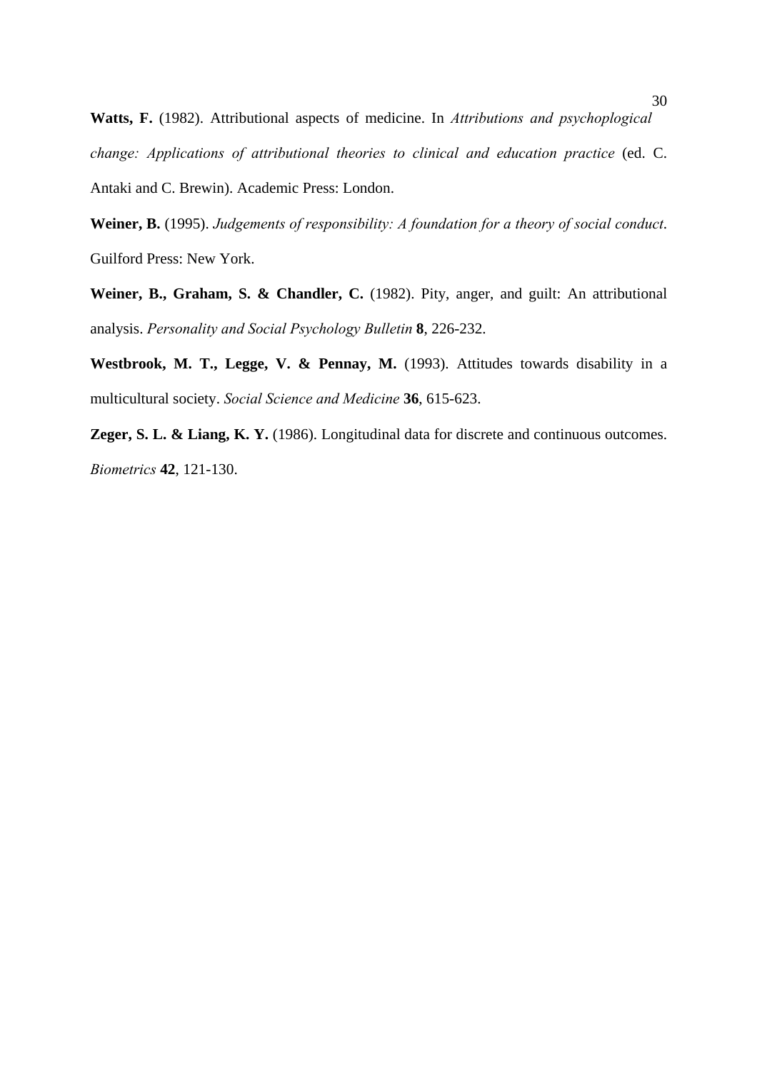**Watts, F.** (1982). Attributional aspects of medicine. In *Attributions and psychoplogical change: Applications of attributional theories to clinical and education practice* (ed. C. Antaki and C. Brewin). Academic Press: London.

**Weiner, B.** (1995). *Judgements of responsibility: A foundation for a theory of social conduct*. Guilford Press: New York.

**Weiner, B., Graham, S. & Chandler, C.** (1982). Pity, anger, and guilt: An attributional analysis. *Personality and Social Psychology Bulletin* **8**, 226-232.

**Westbrook, M. T., Legge, V. & Pennay, M.** (1993). Attitudes towards disability in a multicultural society. *Social Science and Medicine* **36**, 615-623.

**Zeger, S. L. & Liang, K. Y.** (1986). Longitudinal data for discrete and continuous outcomes. *Biometrics* **42**, 121-130.